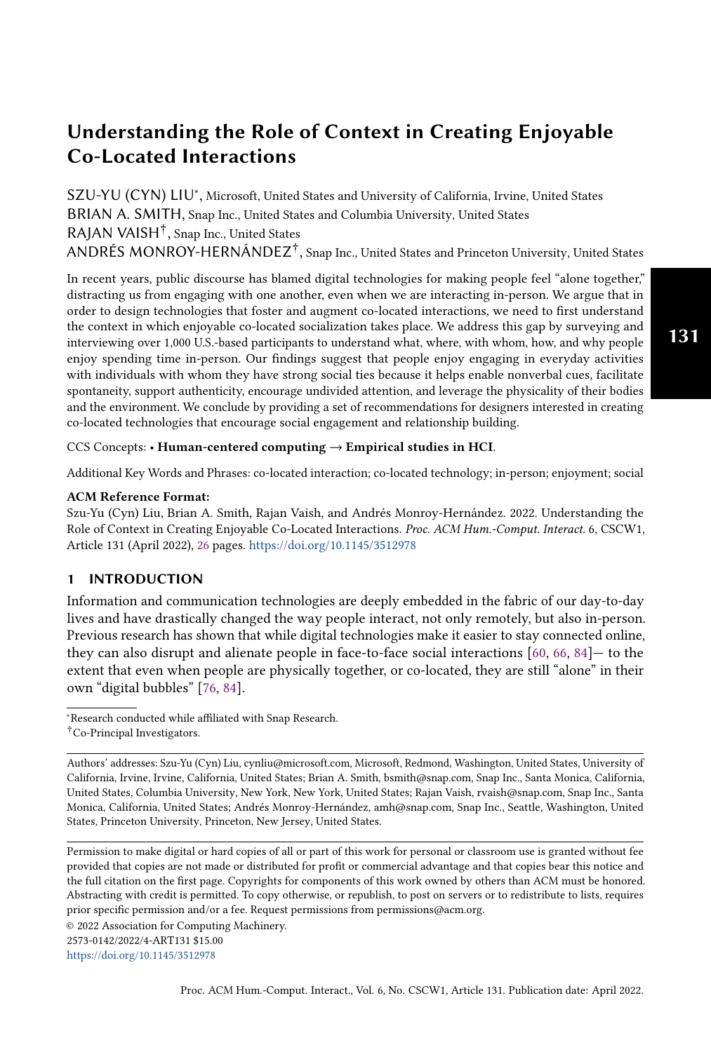# Understanding the Role of Context in Creating Enjoyable Co-Located Interactions

SZU-YU (CYN) LIU*, Microsoft, United States and University of California, Irvine, United States
BRIAN A. SMITH, Snap Inc., United States and Columbia University, United States
RAJAN VAISH†, Snap Inc., United States
ANDRÉS MONROY-HERNÁNDEZ†, Snap Inc., United States and Princeton University, United States

In recent years, public discourse has blamed digital technologies for making people feel "alone together," distracting us from engaging with one another, even when we are interacting in-person. We argue that in order to design technologies that foster and augment co-located interactions, we need to first understand the context in which enjoyable co-located socialization takes place. We address this gap by surveying and interviewing over 1,000 U.S.-based participants to understand what, where, with whom, how, and why people enjoy spending time in-person. Our findings suggest that people enjoy engaging in everyday activities with individuals with whom they have strong social ties because it helps enable nonverbal cues, facilitate spontaneity, support authenticity, encourage undivided attention, and leverage the physicality of their bodies and the environment. We conclude by providing a set of recommendations for designers interested in creating co-located technologies that encourage social engagement and relationship building.

CCS Concepts: • **Human-centered computing** → **Empirical studies in HCI**.

Additional Key Words and Phrases: co-located interaction; co-located technology; in-person; enjoyment; social

**ACM Reference Format:**
Szu-Yu (Cyn) Liu, Brian A. Smith, Rajan Vaish, and Andrés Monroy-Hernández. 2022. Understanding the Role of Context in Creating Enjoyable Co-Located Interactions. *Proc. ACM Hum.-Comput. Interact.* 6, CSCW1, Article 131 (April 2022), 26 pages. https://doi.org/10.1145/3512978

## 1 INTRODUCTION

Information and communication technologies are deeply embedded in the fabric of our day-to-day lives and have drastically changed the way people interact, not only remotely, but also in-person. Previous research has shown that while digital technologies make it easier to stay connected online, they can also disrupt and alienate people in face-to-face social interactions [60, 66, 84]— to the extent that even when people are physically together, or co-located, they are still "alone" in their own "digital bubbles" [76, 84].

*Research conducted while affiliated with Snap Research.
†Co-Principal Investigators.

Authors' addresses: Szu-Yu (Cyn) Liu, cynliu@microsoft.com, Microsoft, Redmond, Washington, United States, University of California, Irvine, Irvine, California, United States; Brian A. Smith, bsmith@snap.com, Snap Inc., Santa Monica, California, United States, Columbia University, New York, New York, United States; Rajan Vaish, rvaish@snap.com, Snap Inc., Santa Monica, California, United States; Andrés Monroy-Hernández, amh@snap.com, Snap Inc., Seattle, Washington, United States, Princeton University, Princeton, New Jersey, United States.

Permission to make digital or hard copies of all or part of this work for personal or classroom use is granted without fee provided that copies are not made or distributed for profit or commercial advantage and that copies bear this notice and the full citation on the first page. Copyrights for components of this work owned by others than ACM must be honored. Abstracting with credit is permitted. To copy otherwise, or republish, to post on servers or to redistribute to lists, requires prior specific permission and/or a fee. Request permissions from permissions@acm.org.
© 2022 Association for Computing Machinery.
2573-0142/2022/4-ART131 $15.00
https://doi.org/10.1145/3512978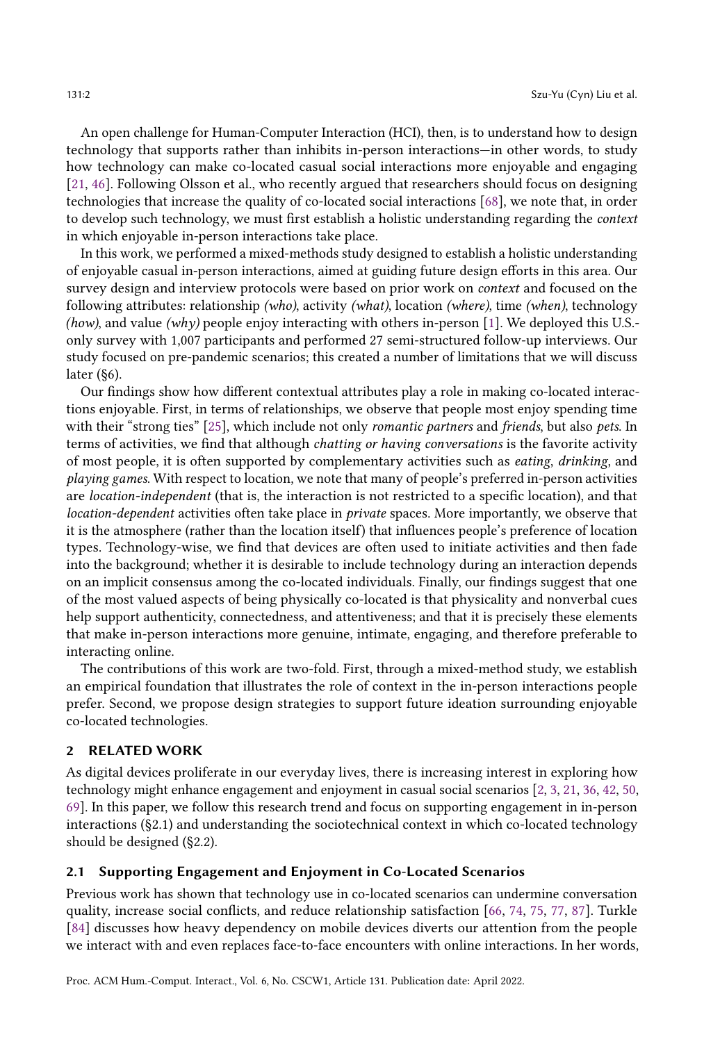An open challenge for Human-Computer Interaction (HCI), then, is to understand how to design technology that supports rather than inhibits in-person interactions—in other words, to study how technology can make co-located casual social interactions more enjoyable and engaging [21, 46]. Following Olsson et al., who recently argued that researchers should focus on designing technologies that increase the quality of co-located social interactions [68], we note that, in order to develop such technology, we must first establish a holistic understanding regarding the *context* in which enjoyable in-person interactions take place.

In this work, we performed a mixed-methods study designed to establish a holistic understanding of enjoyable casual in-person interactions, aimed at guiding future design efforts in this area. Our survey design and interview protocols were based on prior work on *context* and focused on the following attributes: relationship *(who)*, activity *(what)*, location *(where)*, time *(when)*, technology *(how)*, and value *(why)* people enjoy interacting with others in-person [1]. We deployed this U.S.-only survey with 1,007 participants and performed 27 semi-structured follow-up interviews. Our study focused on pre-pandemic scenarios; this created a number of limitations that we will discuss later (§6).

Our findings show how different contextual attributes play a role in making co-located interactions enjoyable. First, in terms of relationships, we observe that people most enjoy spending time with their "strong ties" [25], which include not only *romantic partners* and *friends*, but also *pets*. In terms of activities, we find that although *chatting or having conversations* is the favorite activity of most people, it is often supported by complementary activities such as *eating*, *drinking*, and *playing games*. With respect to location, we note that many of people's preferred in-person activities are *location-independent* (that is, the interaction is not restricted to a specific location), and that *location-dependent* activities often take place in *private* spaces. More importantly, we observe that it is the atmosphere (rather than the location itself) that influences people's preference of location types. Technology-wise, we find that devices are often used to initiate activities and then fade into the background; whether it is desirable to include technology during an interaction depends on an implicit consensus among the co-located individuals. Finally, our findings suggest that one of the most valued aspects of being physically co-located is that physicality and nonverbal cues help support authenticity, connectedness, and attentiveness; and that it is precisely these elements that make in-person interactions more genuine, intimate, engaging, and therefore preferable to interacting online.

The contributions of this work are two-fold. First, through a mixed-method study, we establish an empirical foundation that illustrates the role of context in the in-person interactions people prefer. Second, we propose design strategies to support future ideation surrounding enjoyable co-located technologies.

## 2 RELATED WORK

As digital devices proliferate in our everyday lives, there is increasing interest in exploring how technology might enhance engagement and enjoyment in casual social scenarios [2, 3, 21, 36, 42, 50, 69]. In this paper, we follow this research trend and focus on supporting engagement in in-person interactions (§2.1) and understanding the sociotechnical context in which co-located technology should be designed (§2.2).

### 2.1 Supporting Engagement and Enjoyment in Co-Located Scenarios

Previous work has shown that technology use in co-located scenarios can undermine conversation quality, increase social conflicts, and reduce relationship satisfaction [66, 74, 75, 77, 87]. Turkle [84] discusses how heavy dependency on mobile devices diverts our attention from the people we interact with and even replaces face-to-face encounters with online interactions. In her words,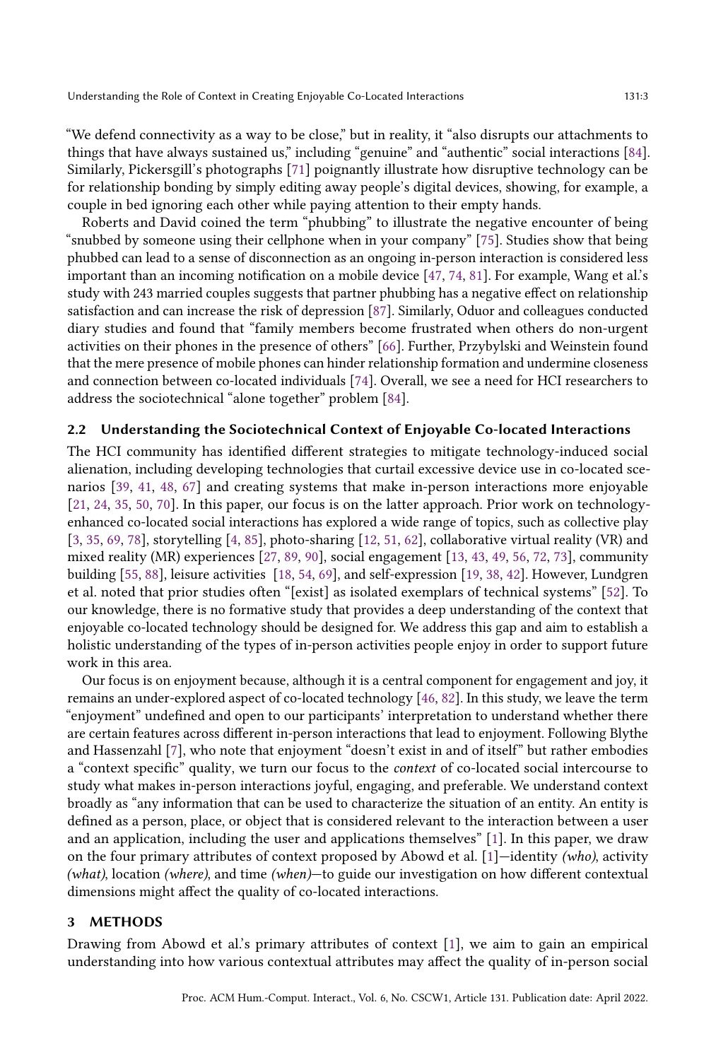"We defend connectivity as a way to be close," but in reality, it "also disrupts our attachments to things that have always sustained us," including "genuine" and "authentic" social interactions [84]. Similarly, Pickersgill's photographs [71] poignantly illustrate how disruptive technology can be for relationship bonding by simply editing away people's digital devices, showing, for example, a couple in bed ignoring each other while paying attention to their empty hands.

Roberts and David coined the term "phubbing" to illustrate the negative encounter of being "snubbed by someone using their cellphone when in your company" [75]. Studies show that being phubbed can lead to a sense of disconnection as an ongoing in-person interaction is considered less important than an incoming notification on a mobile device [47, 74, 81]. For example, Wang et al.'s study with 243 married couples suggests that partner phubbing has a negative effect on relationship satisfaction and can increase the risk of depression [87]. Similarly, Oduor and colleagues conducted diary studies and found that "family members become frustrated when others do non-urgent activities on their phones in the presence of others" [66]. Further, Przybylski and Weinstein found that the mere presence of mobile phones can hinder relationship formation and undermine closeness and connection between co-located individuals [74]. Overall, we see a need for HCI researchers to address the sociotechnical "alone together" problem [84].

### 2.2 Understanding the Sociotechnical Context of Enjoyable Co-located Interactions

The HCI community has identified different strategies to mitigate technology-induced social alienation, including developing technologies that curtail excessive device use in co-located scenarios [39, 41, 48, 67] and creating systems that make in-person interactions more enjoyable [21, 24, 35, 50, 70]. In this paper, our focus is on the latter approach. Prior work on technology-enhanced co-located social interactions has explored a wide range of topics, such as collective play [3, 35, 69, 78], storytelling [4, 85], photo-sharing [12, 51, 62], collaborative virtual reality (VR) and mixed reality (MR) experiences [27, 89, 90], social engagement [13, 43, 49, 56, 72, 73], community building [55, 88], leisure activities [18, 54, 69], and self-expression [19, 38, 42]. However, Lundgren et al. noted that prior studies often "[exist] as isolated exemplars of technical systems" [52]. To our knowledge, there is no formative study that provides a deep understanding of the context that enjoyable co-located technology should be designed for. We address this gap and aim to establish a holistic understanding of the types of in-person activities people enjoy in order to support future work in this area.

Our focus is on enjoyment because, although it is a central component for engagement and joy, it remains an under-explored aspect of co-located technology [46, 82]. In this study, we leave the term "enjoyment" undefined and open to our participants' interpretation to understand whether there are certain features across different in-person interactions that lead to enjoyment. Following Blythe and Hassenzahl [7], who note that enjoyment "doesn't exist in and of itself" but rather embodies a "context specific" quality, we turn our focus to the *context* of co-located social intercourse to study what makes in-person interactions joyful, engaging, and preferable. We understand context broadly as "any information that can be used to characterize the situation of an entity. An entity is defined as a person, place, or object that is considered relevant to the interaction between a user and an application, including the user and applications themselves" [1]. In this paper, we draw on the four primary attributes of context proposed by Abowd et al. [1]—identity *(who)*, activity *(what)*, location *(where)*, and time *(when)*—to guide our investigation on how different contextual dimensions might affect the quality of co-located interactions.

## 3 METHODS

Drawing from Abowd et al.'s primary attributes of context [1], we aim to gain an empirical understanding into how various contextual attributes may affect the quality of in-person social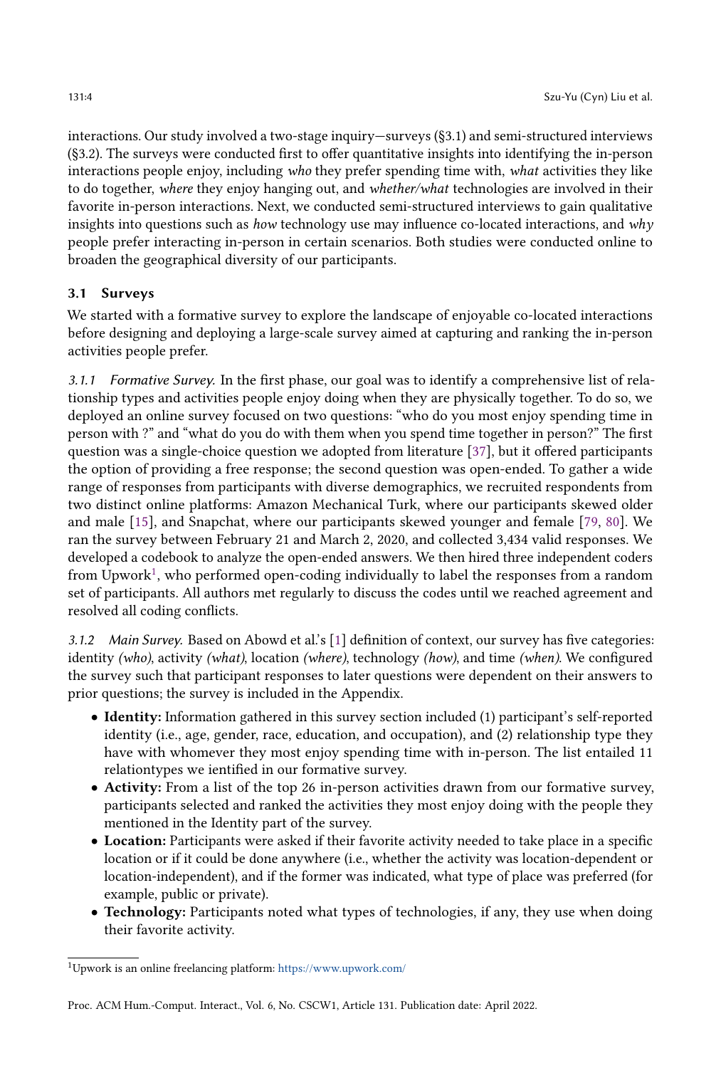interactions. Our study involved a two-stage inquiry—surveys (§3.1) and semi-structured interviews (§3.2). The surveys were conducted first to offer quantitative insights into identifying the in-person interactions people enjoy, including *who* they prefer spending time with, *what* activities they like to do together, *where* they enjoy hanging out, and *whether/what* technologies are involved in their favorite in-person interactions. Next, we conducted semi-structured interviews to gain qualitative insights into questions such as *how* technology use may influence co-located interactions, and *why* people prefer interacting in-person in certain scenarios. Both studies were conducted online to broaden the geographical diversity of our participants.

## 3.1 Surveys

We started with a formative survey to explore the landscape of enjoyable co-located interactions before designing and deploying a large-scale survey aimed at capturing and ranking the in-person activities people prefer.

*3.1.1 Formative Survey.* In the first phase, our goal was to identify a comprehensive list of relationship types and activities people enjoy doing when they are physically together. To do so, we deployed an online survey focused on two questions: "who do you most enjoy spending time in person with ?" and "what do you do with them when you spend time together in person?" The first question was a single-choice question we adopted from literature [37], but it offered participants the option of providing a free response; the second question was open-ended. To gather a wide range of responses from participants with diverse demographics, we recruited respondents from two distinct online platforms: Amazon Mechanical Turk, where our participants skewed older and male [15], and Snapchat, where our participants skewed younger and female [79, 80]. We ran the survey between February 21 and March 2, 2020, and collected 3,434 valid responses. We developed a codebook to analyze the open-ended answers. We then hired three independent coders from Upwork[1], who performed open-coding individually to label the responses from a random set of participants. All authors met regularly to discuss the codes until we reached agreement and resolved all coding conflicts.

*3.1.2 Main Survey.* Based on Abowd et al.'s [1] definition of context, our survey has five categories: identity *(who)*, activity *(what)*, location *(where)*, technology *(how)*, and time *(when)*. We configured the survey such that participant responses to later questions were dependent on their answers to prior questions; the survey is included in the Appendix.

- **Identity:** Information gathered in this survey section included (1) participant's self-reported identity (i.e., age, gender, race, education, and occupation), and (2) relationship type they have with whomever they most enjoy spending time with in-person. The list entailed 11 relationtypes we ientified in our formative survey.
- **Activity:** From a list of the top 26 in-person activities drawn from our formative survey, participants selected and ranked the activities they most enjoy doing with the people they mentioned in the Identity part of the survey.
- **Location:** Participants were asked if their favorite activity needed to take place in a specific location or if it could be done anywhere (i.e., whether the activity was location-dependent or location-independent), and if the former was indicated, what type of place was preferred (for example, public or private).
- **Technology:** Participants noted what types of technologies, if any, they use when doing their favorite activity.

[1] Upwork is an online freelancing platform: https://www.upwork.com/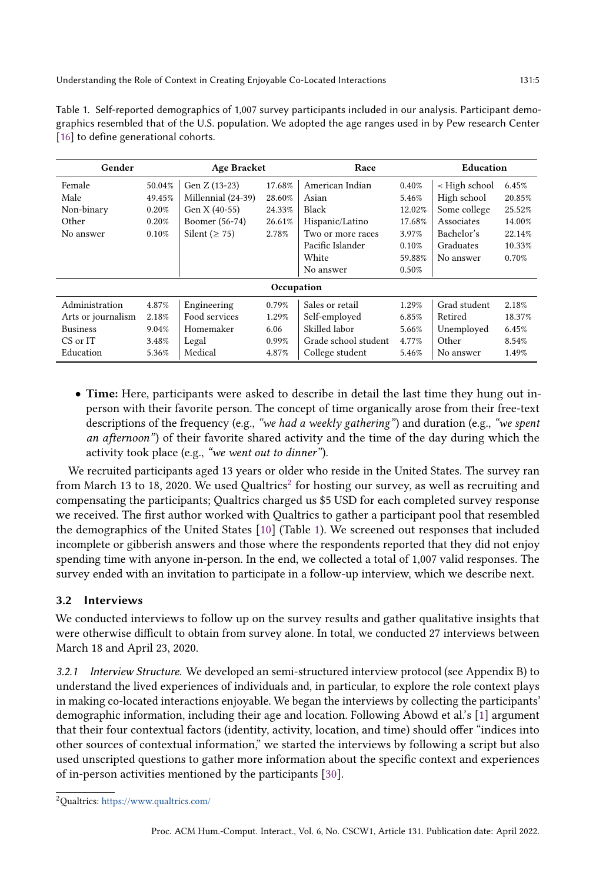Table 1. Self-reported demographics of 1,007 survey participants included in our analysis. Participant demographics resembled that of the U.S. population. We adopted the age ranges used in by Pew research Center [16] to define generational cohorts.

| Gender | | Age Bracket | | Race | | Education | |
|---|---|---|---|---|---|---|---|
| Female | 50.04% | Gen Z (13-23) | 17.68% | American Indian | 0.40% | < High school | 6.45% |
| Male | 49.45% | Millennial (24-39) | 28.60% | Asian | 5.46% | High school | 20.85% |
| Non-binary | 0.20% | Gen X (40-55) | 24.33% | Black | 12.02% | Some college | 25.52% |
| Other | 0.20% | Boomer (56-74) | 26.61% | Hispanic/Latino | 17.68% | Associates | 14.00% |
| No answer | 0.10% | Silent (≥ 75) | 2.78% | Two or more races | 3.97% | Bachelor's | 22.14% |
| | | | | Pacific Islander | 0.10% | Graduates | 10.33% |
| | | | | White | 59.88% | No answer | 0.70% |
| | | | | No answer | 0.50% | | |
| **Occupation** | | | | | | | |
| Administration | 4.87% | Engineering | 0.79% | Sales or retail | 1.29% | Grad student | 2.18% |
| Arts or journalism | 2.18% | Food services | 1.29% | Self-employed | 6.85% | Retired | 18.37% |
| Business | 9.04% | Homemaker | 6.06 | Skilled labor | 5.66% | Unemployed | 6.45% |
| CS or IT | 3.48% | Legal | 0.99% | Grade school student | 4.77% | Other | 8.54% |
| Education | 5.36% | Medical | 4.87% | College student | 5.46% | No answer | 1.49% |

- **Time:** Here, participants were asked to describe in detail the last time they hung out in-person with their favorite person. The concept of time organically arose from their free-text descriptions of the frequency (e.g., *"we had a weekly gathering"*) and duration (e.g., *"we spent an afternoon"*) of their favorite shared activity and the time of the day during which the activity took place (e.g., *"we went out to dinner"*).

We recruited participants aged 13 years or older who reside in the United States. The survey ran from March 13 to 18, 2020. We used Qualtrics[2] for hosting our survey, as well as recruiting and compensating the participants; Qualtrics charged us $5 USD for each completed survey response we received. The first author worked with Qualtrics to gather a participant pool that resembled the demographics of the United States [10] (Table 1). We screened out responses that included incomplete or gibberish answers and those where the respondents reported that they did not enjoy spending time with anyone in-person. In the end, we collected a total of 1,007 valid responses. The survey ended with an invitation to participate in a follow-up interview, which we describe next.

### 3.2 Interviews

We conducted interviews to follow up on the survey results and gather qualitative insights that were otherwise difficult to obtain from survey alone. In total, we conducted 27 interviews between March 18 and April 23, 2020.

*3.2.1 Interview Structure.* We developed an semi-structured interview protocol (see Appendix B) to understand the lived experiences of individuals and, in particular, to explore the role context plays in making co-located interactions enjoyable. We began the interviews by collecting the participants' demographic information, including their age and location. Following Abowd et al.'s [1] argument that their four contextual factors (identity, activity, location, and time) should offer "indices into other sources of contextual information," we started the interviews by following a script but also used unscripted questions to gather more information about the specific context and experiences of in-person activities mentioned by the participants [30].

[2] Qualtrics: https://www.qualtrics.com/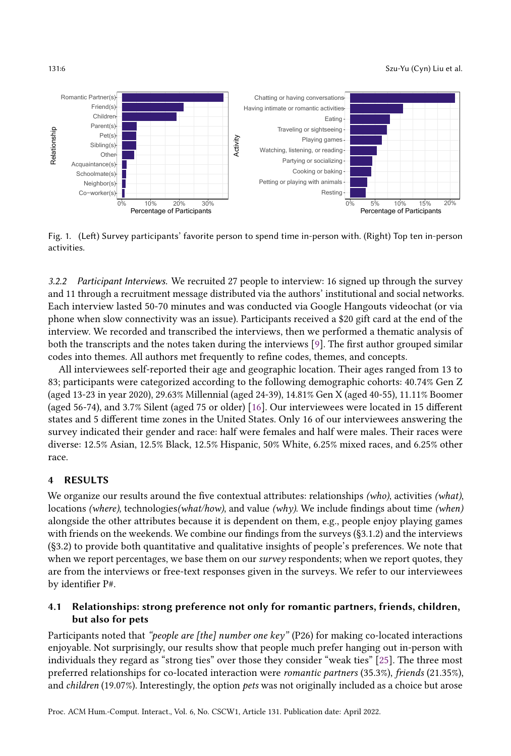Fig. 1. (Left) Survey participants' favorite person to spend time in-person with. (Right) Top ten in-person activities.

#### 3.2.2 Participant Interviews.

We recruited 27 people to interview: 16 signed up through the survey and 11 through a recruitment message distributed via the authors' institutional and social networks. Each interview lasted 50-70 minutes and was conducted via Google Hangouts videochat (or via phone when slow connectivity was an issue). Participants received a $20 gift card at the end of the interview. We recorded and transcribed the interviews, then we performed a thematic analysis of both the transcripts and the notes taken during the interviews [9]. The first author grouped similar codes into themes. All authors met frequently to refine codes, themes, and concepts.

All interviewees self-reported their age and geographic location. Their ages ranged from 13 to 83; participants were categorized according to the following demographic cohorts: 40.74% Gen Z (aged 13-23 in year 2020), 29.63% Millennial (aged 24-39), 14.81% Gen X (aged 40-55), 11.11% Boomer (aged 56-74), and 3.7% Silent (aged 75 or older) [16]. Our interviewees were located in 15 different states and 5 different time zones in the United States. Only 16 of our interviewees answering the survey indicated their gender and race: half were females and half were males. Their races were diverse: 12.5% Asian, 12.5% Black, 12.5% Hispanic, 50% White, 6.25% mixed races, and 6.25% other race.

## 4 RESULTS

We organize our results around the five contextual attributes: relationships *(who)*, activities *(what)*, locations *(where)*, technologies*(what/how)*, and value *(why)*. We include findings about time *(when)* alongside the other attributes because it is dependent on them, e.g., people enjoy playing games with friends on the weekends. We combine our findings from the surveys (§3.1.2) and the interviews (§3.2) to provide both quantitative and qualitative insights of people's preferences. We note that when we report percentages, we base them on our *survey* respondents; when we report quotes, they are from the interviews or free-text responses given in the surveys. We refer to our interviewees by identifier P#.

### 4.1 Relationships: strong preference not only for romantic partners, friends, children, but also for pets

Participants noted that *"people are [the] number one key"* (P26) for making co-located interactions enjoyable. Not surprisingly, our results show that people much prefer hanging out in-person with individuals they regard as "strong ties" over those they consider "weak ties" [25]. The three most preferred relationships for co-located interaction were *romantic partners* (35.3%), *friends* (21.35%), and *children* (19.07%). Interestingly, the option *pets* was not originally included as a choice but arose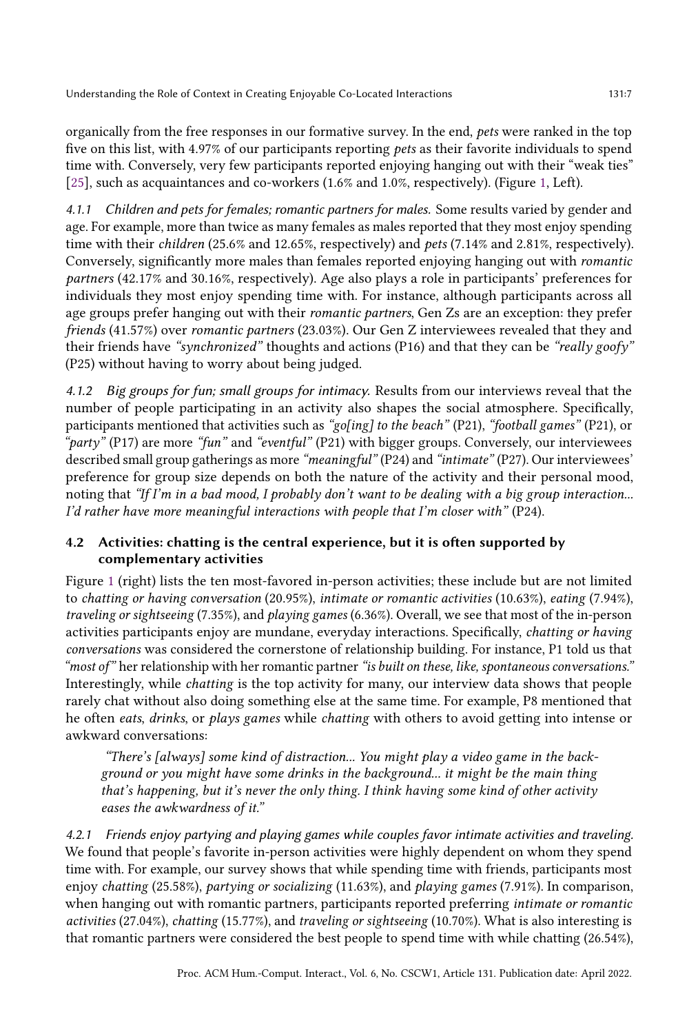organically from the free responses in our formative survey. In the end, *pets* were ranked in the top five on this list, with 4.97% of our participants reporting *pets* as their favorite individuals to spend time with. Conversely, very few participants reported enjoying hanging out with their "weak ties" [25], such as acquaintances and co-workers (1.6% and 1.0%, respectively). (Figure 1, Left).

#### 4.1.1 Children and pets for females; romantic partners for males.

Some results varied by gender and age. For example, more than twice as many females as males reported that they most enjoy spending time with their *children* (25.6% and 12.65%, respectively) and *pets* (7.14% and 2.81%, respectively). Conversely, significantly more males than females reported enjoying hanging out with *romantic partners* (42.17% and 30.16%, respectively). Age also plays a role in participants' preferences for individuals they most enjoy spending time with. For instance, although participants across all age groups prefer hanging out with their *romantic partners*, Gen Zs are an exception: they prefer *friends* (41.57%) over *romantic partners* (23.03%). Our Gen Z interviewees revealed that they and their friends have *"synchronized"* thoughts and actions (P16) and that they can be *"really goofy"* (P25) without having to worry about being judged.

#### 4.1.2 Big groups for fun; small groups for intimacy.

Results from our interviews reveal that the number of people participating in an activity also shapes the social atmosphere. Specifically, participants mentioned that activities such as *"go[ing] to the beach"* (P21), *"football games"* (P21), or *"party"* (P17) are more *"fun"* and *"eventful"* (P21) with bigger groups. Conversely, our interviewees described small group gatherings as more *"meaningful"* (P24) and *"intimate"* (P27). Our interviewees' preference for group size depends on both the nature of the activity and their personal mood, noting that *"If I'm in a bad mood, I probably don't want to be dealing with a big group interaction... I'd rather have more meaningful interactions with people that I'm closer with"* (P24).

### 4.2 Activities: chatting is the central experience, but it is often supported by complementary activities

Figure 1 (right) lists the ten most-favored in-person activities; these include but are not limited to *chatting or having conversation* (20.95%), *intimate or romantic activities* (10.63%), *eating* (7.94%), *traveling or sightseeing* (7.35%), and *playing games* (6.36%). Overall, we see that most of the in-person activities participants enjoy are mundane, everyday interactions. Specifically, *chatting or having conversations* was considered the cornerstone of relationship building. For instance, P1 told us that *"most of"* her relationship with her romantic partner *"is built on these, like, spontaneous conversations."* Interestingly, while *chatting* is the top activity for many, our interview data shows that people rarely chat without also doing something else at the same time. For example, P8 mentioned that he often *eats*, *drinks*, or *plays games* while *chatting* with others to avoid getting into intense or awkward conversations:

> *"There's [always] some kind of distraction... You might play a video game in the background or you might have some drinks in the background... it might be the main thing that's happening, but it's never the only thing. I think having some kind of other activity eases the awkwardness of it."*

#### 4.2.1 Friends enjoy partying and playing games while couples favor intimate activities and traveling.

We found that people's favorite in-person activities were highly dependent on whom they spend time with. For example, our survey shows that while spending time with friends, participants most enjoy *chatting* (25.58%), *partying or socializing* (11.63%), and *playing games* (7.91%). In comparison, when hanging out with romantic partners, participants reported preferring *intimate or romantic activities* (27.04%), *chatting* (15.77%), and *traveling or sightseeing* (10.70%). What is also interesting is that romantic partners were considered the best people to spend time with while chatting (26.54%),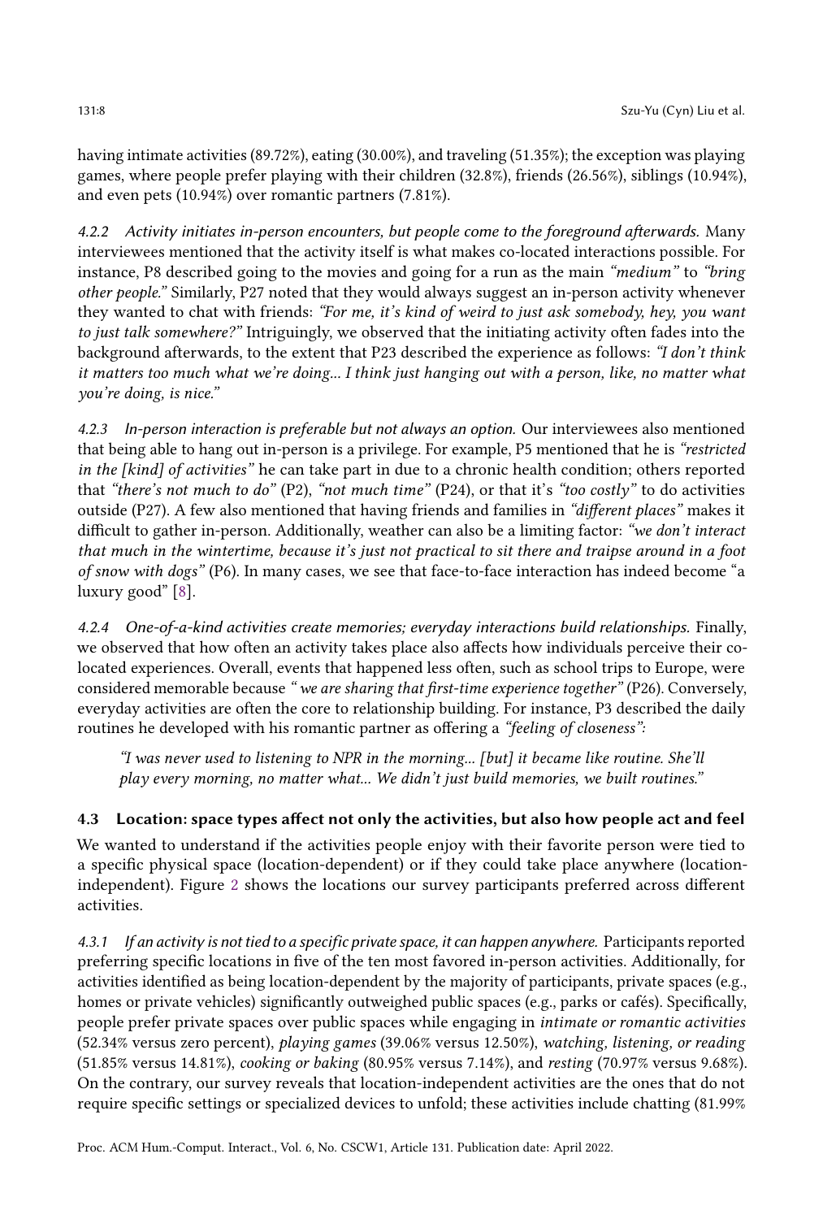having intimate activities (89.72%), eating (30.00%), and traveling (51.35%); the exception was playing games, where people prefer playing with their children (32.8%), friends (26.56%), siblings (10.94%), and even pets (10.94%) over romantic partners (7.81%).

*4.2.2 Activity initiates in-person encounters, but people come to the foreground afterwards.* Many interviewees mentioned that the activity itself is what makes co-located interactions possible. For instance, P8 described going to the movies and going for a run as the main *"medium"* to *"bring other people."* Similarly, P27 noted that they would always suggest an in-person activity whenever they wanted to chat with friends: *"For me, it's kind of weird to just ask somebody, hey, you want to just talk somewhere?"* Intriguingly, we observed that the initiating activity often fades into the background afterwards, to the extent that P23 described the experience as follows: *"I don't think it matters too much what we're doing... I think just hanging out with a person, like, no matter what you're doing, is nice."*

*4.2.3 In-person interaction is preferable but not always an option.* Our interviewees also mentioned that being able to hang out in-person is a privilege. For example, P5 mentioned that he is *"restricted in the [kind] of activities"* he can take part in due to a chronic health condition; others reported that *"there's not much to do"* (P2), *"not much time"* (P24), or that it's *"too costly"* to do activities outside (P27). A few also mentioned that having friends and families in *"different places"* makes it difficult to gather in-person. Additionally, weather can also be a limiting factor: *"we don't interact that much in the wintertime, because it's just not practical to sit there and traipse around in a foot of snow with dogs"* (P6). In many cases, we see that face-to-face interaction has indeed become "a luxury good" [8].

*4.2.4 One-of-a-kind activities create memories; everyday interactions build relationships.* Finally, we observed that how often an activity takes place also affects how individuals perceive their co-located experiences. Overall, events that happened less often, such as school trips to Europe, were considered memorable because *" we are sharing that first-time experience together"* (P26). Conversely, everyday activities are often the core to relationship building. For instance, P3 described the daily routines he developed with his romantic partner as offering a *"feeling of closeness":*

> *"I was never used to listening to NPR in the morning... [but] it became like routine. She'll play every morning, no matter what... We didn't just build memories, we built routines."*

### 4.3 Location: space types affect not only the activities, but also how people act and feel

We wanted to understand if the activities people enjoy with their favorite person were tied to a specific physical space (location-dependent) or if they could take place anywhere (location-independent). Figure 2 shows the locations our survey participants preferred across different activities.

*4.3.1 If an activity is not tied to a specific private space, it can happen anywhere.* Participants reported preferring specific locations in five of the ten most favored in-person activities. Additionally, for activities identified as being location-dependent by the majority of participants, private spaces (e.g., homes or private vehicles) significantly outweighed public spaces (e.g., parks or cafés). Specifically, people prefer private spaces over public spaces while engaging in *intimate or romantic activities* (52.34% versus zero percent), *playing games* (39.06% versus 12.50%), *watching, listening, or reading* (51.85% versus 14.81%), *cooking or baking* (80.95% versus 7.14%), and *resting* (70.97% versus 9.68%). On the contrary, our survey reveals that location-independent activities are the ones that do not require specific settings or specialized devices to unfold; these activities include chatting (81.99%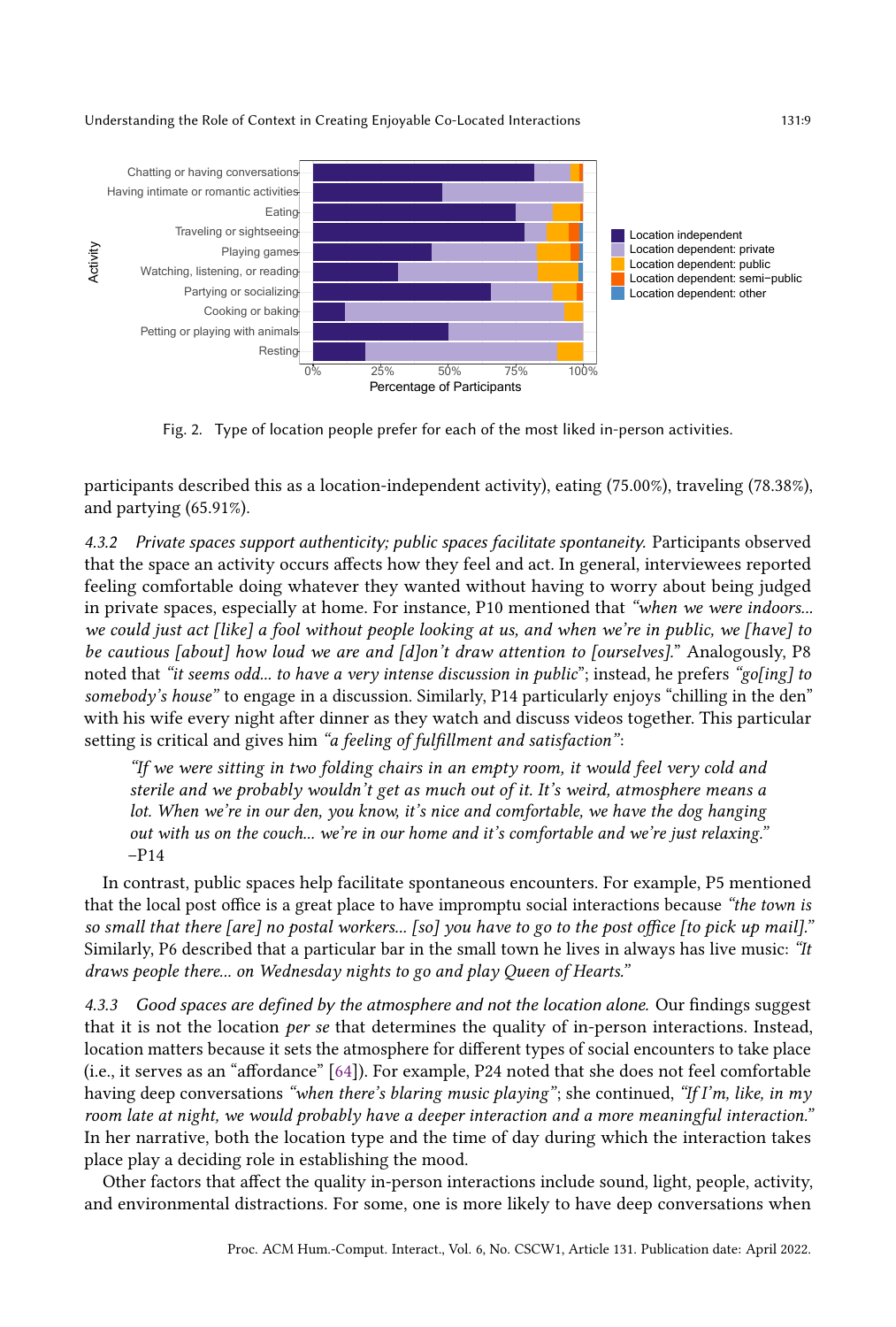Fig. 2. Type of location people prefer for each of the most liked in-person activities.

participants described this as a location-independent activity), eating (75.00%), traveling (78.38%), and partying (65.91%).

#### 4.3.2 *Private spaces support authenticity; public spaces facilitate spontaneity.*

Participants observed that the space an activity occurs affects how they feel and act. In general, interviewees reported feeling comfortable doing whatever they wanted without having to worry about being judged in private spaces, especially at home. For instance, P10 mentioned that *"when we were indoors... we could just act [like] a fool without people looking at us, and when we're in public, we [have] to be cautious [about] how loud we are and [d]on't draw attention to [ourselves]."* Analogously, P8 noted that *"it seems odd... to have a very intense discussion in public"*; instead, he prefers *"go[ing] to somebody's house"* to engage in a discussion. Similarly, P14 particularly enjoys "chilling in the den" with his wife every night after dinner as they watch and discuss videos together. This particular setting is critical and gives him *"a feeling of fulfillment and satisfaction"*:

> *"If we were sitting in two folding chairs in an empty room, it would feel very cold and sterile and we probably wouldn't get as much out of it. It's weird, atmosphere means a lot. When we're in our den, you know, it's nice and comfortable, we have the dog hanging out with us on the couch... we're in our home and it's comfortable and we're just relaxing."* –P14

In contrast, public spaces help facilitate spontaneous encounters. For example, P5 mentioned that the local post office is a great place to have impromptu social interactions because *"the town is so small that there [are] no postal workers... [so] you have to go to the post office [to pick up mail]."* Similarly, P6 described that a particular bar in the small town he lives in always has live music: *"It draws people there... on Wednesday nights to go and play Queen of Hearts."*

#### 4.3.3 *Good spaces are defined by the atmosphere and not the location alone.*

Our findings suggest that it is not the location *per se* that determines the quality of in-person interactions. Instead, location matters because it sets the atmosphere for different types of social encounters to take place (i.e., it serves as an "affordance" [64]). For example, P24 noted that she does not feel comfortable having deep conversations *"when there's blaring music playing"*; she continued, *"If I'm, like, in my room late at night, we would probably have a deeper interaction and a more meaningful interaction."* In her narrative, both the location type and the time of day during which the interaction takes place play a deciding role in establishing the mood.

Other factors that affect the quality in-person interactions include sound, light, people, activity, and environmental distractions. For some, one is more likely to have deep conversations when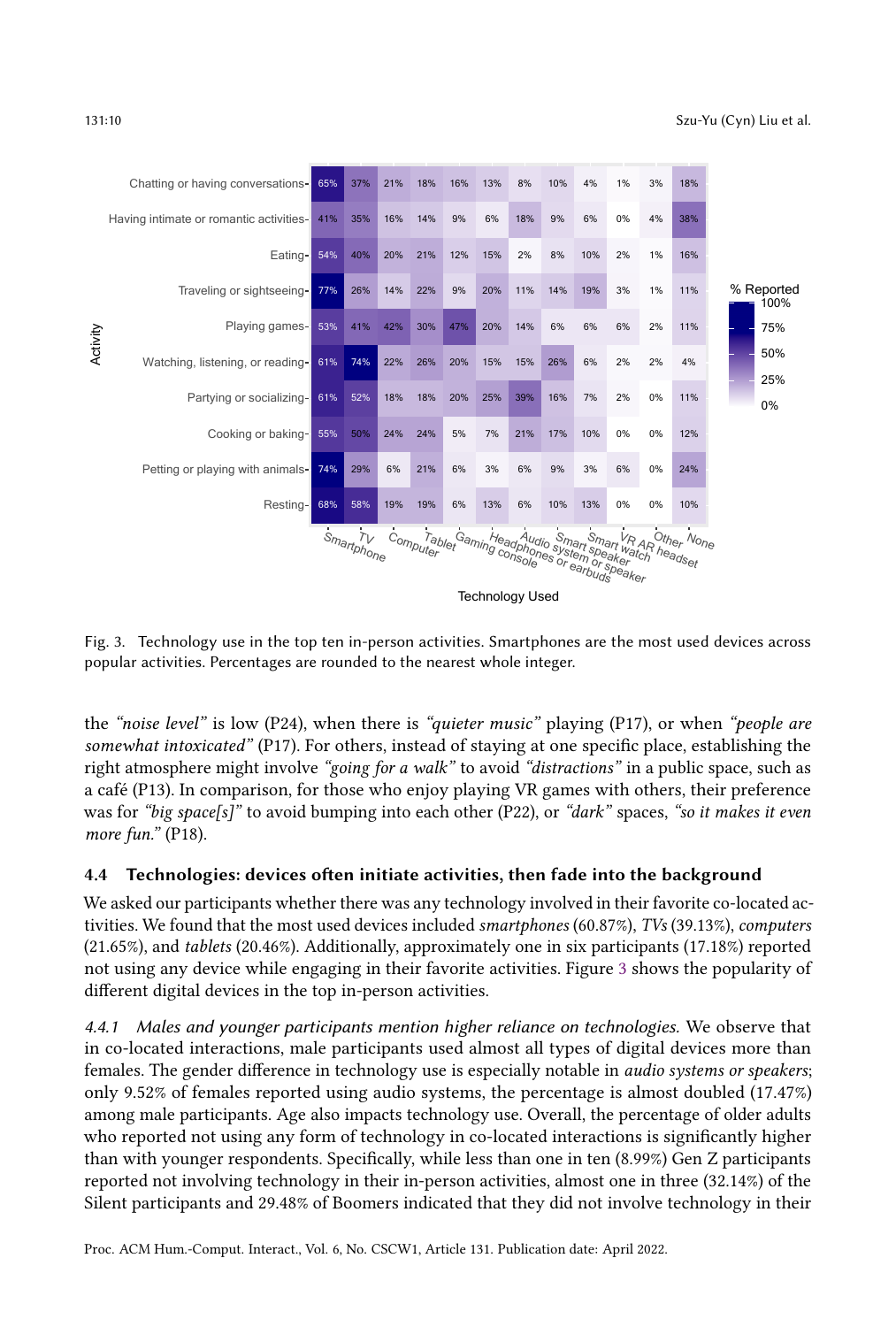| Activity | Smartphone | TV | Computer | Tablet | Gaming console | Headphones or earbuds | Audio system or speaker | Smart speaker | Smart watch | VR AR headset | Other | None |
|---|---|---|---|---|---|---|---|---|---|---|---|---|
| Chatting or having conversations | 65% | 37% | 21% | 18% | 16% | 13% | 8% | 10% | 4% | 1% | 3% | 18% |
| Having intimate or romantic activities | 41% | 35% | 16% | 14% | 9% | 6% | 18% | 9% | 6% | 0% | 4% | 38% |
| Eating | 54% | 40% | 20% | 21% | 12% | 15% | 2% | 8% | 10% | 2% | 1% | 16% |
| Traveling or sightseeing | 77% | 26% | 14% | 22% | 9% | 20% | 11% | 14% | 19% | 3% | 1% | 11% |
| Playing games | 53% | 41% | 42% | 30% | 47% | 20% | 14% | 6% | 6% | 6% | 2% | 11% |
| Watching, listening, or reading | 61% | 74% | 22% | 26% | 20% | 15% | 15% | 26% | 6% | 2% | 2% | 4% |
| Partying or socializing | 61% | 52% | 18% | 18% | 20% | 25% | 39% | 16% | 7% | 2% | 0% | 11% |
| Cooking or baking | 55% | 50% | 24% | 24% | 5% | 7% | 21% | 17% | 10% | 0% | 0% | 12% |
| Petting or playing with animals | 74% | 29% | 6% | 21% | 6% | 3% | 6% | 9% | 3% | 6% | 0% | 24% |
| Resting | 68% | 58% | 19% | 19% | 6% | 13% | 6% | 10% | 13% | 0% | 0% | 10% |

Fig. 3. Technology use in the top ten in-person activities. Smartphones are the most used devices across popular activities. Percentages are rounded to the nearest whole integer.

the *"noise level"* is low (P24), when there is *"quieter music"* playing (P17), or when *"people are somewhat intoxicated"* (P17). For others, instead of staying at one specific place, establishing the right atmosphere might involve *"going for a walk"* to avoid *"distractions"* in a public space, such as a café (P13). In comparison, for those who enjoy playing VR games with others, their preference was for *"big space[s]"* to avoid bumping into each other (P22), or *"dark"* spaces, *"so it makes it even more fun."* (P18).

### 4.4 Technologies: devices often initiate activities, then fade into the background

We asked our participants whether there was any technology involved in their favorite co-located activities. We found that the most used devices included *smartphones* (60.87%), *TVs* (39.13%), *computers* (21.65%), and *tablets* (20.46%). Additionally, approximately one in six participants (17.18%) reported not using any device while engaging in their favorite activities. Figure 3 shows the popularity of different digital devices in the top in-person activities.

*4.4.1 Males and younger participants mention higher reliance on technologies.* We observe that in co-located interactions, male participants used almost all types of digital devices more than females. The gender difference in technology use is especially notable in *audio systems or speakers*; only 9.52% of females reported using audio systems, the percentage is almost doubled (17.47%) among male participants. Age also impacts technology use. Overall, the percentage of older adults who reported not using any form of technology in co-located interactions is significantly higher than with younger respondents. Specifically, while less than one in ten (8.99%) Gen Z participants reported not involving technology in their in-person activities, almost one in three (32.14%) of the Silent participants and 29.48% of Boomers indicated that they did not involve technology in their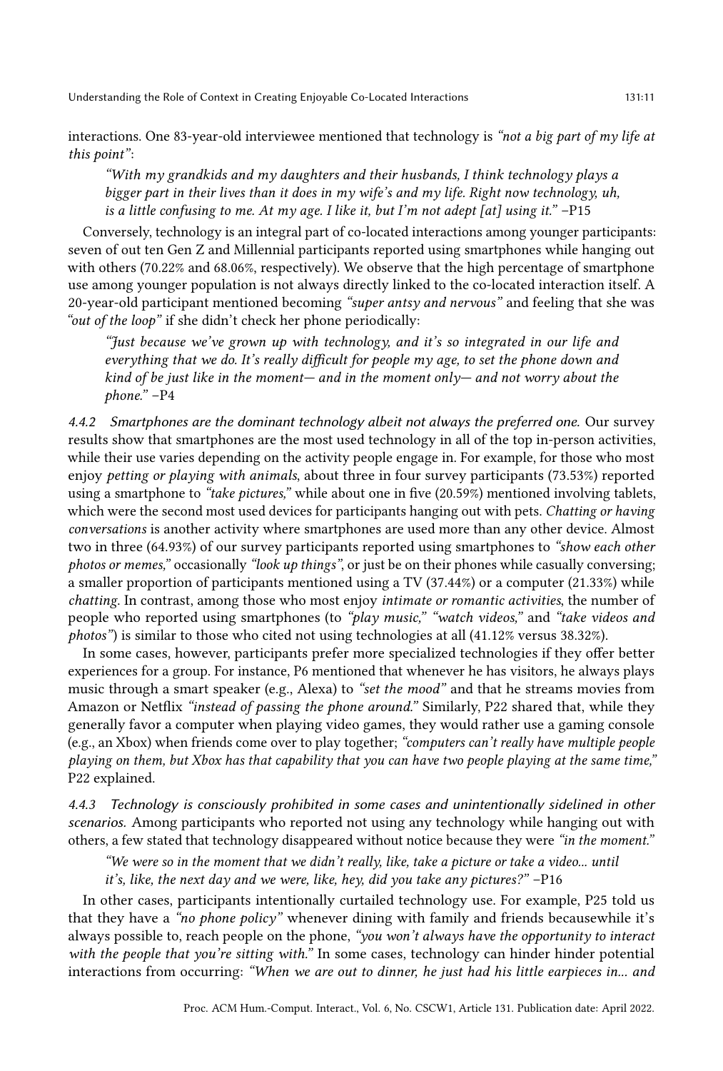interactions. One 83-year-old interviewee mentioned that technology is *"not a big part of my life at this point"*:

> *"With my grandkids and my daughters and their husbands, I think technology plays a bigger part in their lives than it does in my wife's and my life. Right now technology, uh, is a little confusing to me. At my age. I like it, but I'm not adept [at] using it."* –P15

Conversely, technology is an integral part of co-located interactions among younger participants: seven of out ten Gen Z and Millennial participants reported using smartphones while hanging out with others (70.22% and 68.06%, respectively). We observe that the high percentage of smartphone use among younger population is not always directly linked to the co-located interaction itself. A 20-year-old participant mentioned becoming *"super antsy and nervous"* and feeling that she was *"out of the loop"* if she didn't check her phone periodically:

> *"Just because we've grown up with technology, and it's so integrated in our life and everything that we do. It's really difficult for people my age, to set the phone down and kind of be just like in the moment— and in the moment only— and not worry about the phone."* –P4

*4.4.2 Smartphones are the dominant technology albeit not always the preferred one.* Our survey results show that smartphones are the most used technology in all of the top in-person activities, while their use varies depending on the activity people engage in. For example, for those who most enjoy *petting or playing with animals*, about three in four survey participants (73.53%) reported using a smartphone to *"take pictures,"* while about one in five (20.59%) mentioned involving tablets, which were the second most used devices for participants hanging out with pets. *Chatting or having conversations* is another activity where smartphones are used more than any other device. Almost two in three (64.93%) of our survey participants reported using smartphones to *"show each other photos or memes,"* occasionally *"look up things"*, or just be on their phones while casually conversing; a smaller proportion of participants mentioned using a TV (37.44%) or a computer (21.33%) while *chatting*. In contrast, among those who most enjoy *intimate or romantic activities*, the number of people who reported using smartphones (to *"play music," "watch videos,"* and *"take videos and photos"*) is similar to those who cited not using technologies at all (41.12% versus 38.32%).

In some cases, however, participants prefer more specialized technologies if they offer better experiences for a group. For instance, P6 mentioned that whenever he has visitors, he always plays music through a smart speaker (e.g., Alexa) to *"set the mood"* and that he streams movies from Amazon or Netflix *"instead of passing the phone around."* Similarly, P22 shared that, while they generally favor a computer when playing video games, they would rather use a gaming console (e.g., an Xbox) when friends come over to play together; *"computers can't really have multiple people playing on them, but Xbox has that capability that you can have two people playing at the same time,"* P22 explained.

*4.4.3 Technology is consciously prohibited in some cases and unintentionally sidelined in other scenarios.* Among participants who reported not using any technology while hanging out with others, a few stated that technology disappeared without notice because they were *"in the moment."*

> *"We were so in the moment that we didn't really, like, take a picture or take a video... until it's, like, the next day and we were, like, hey, did you take any pictures?"* –P16

In other cases, participants intentionally curtailed technology use. For example, P25 told us that they have a *"no phone policy"* whenever dining with family and friends becausewhile it's always possible to, reach people on the phone, *"you won't always have the opportunity to interact with the people that you're sitting with."* In some cases, technology can hinder hinder potential interactions from occurring: *"When we are out to dinner, he just had his little earpieces in... and*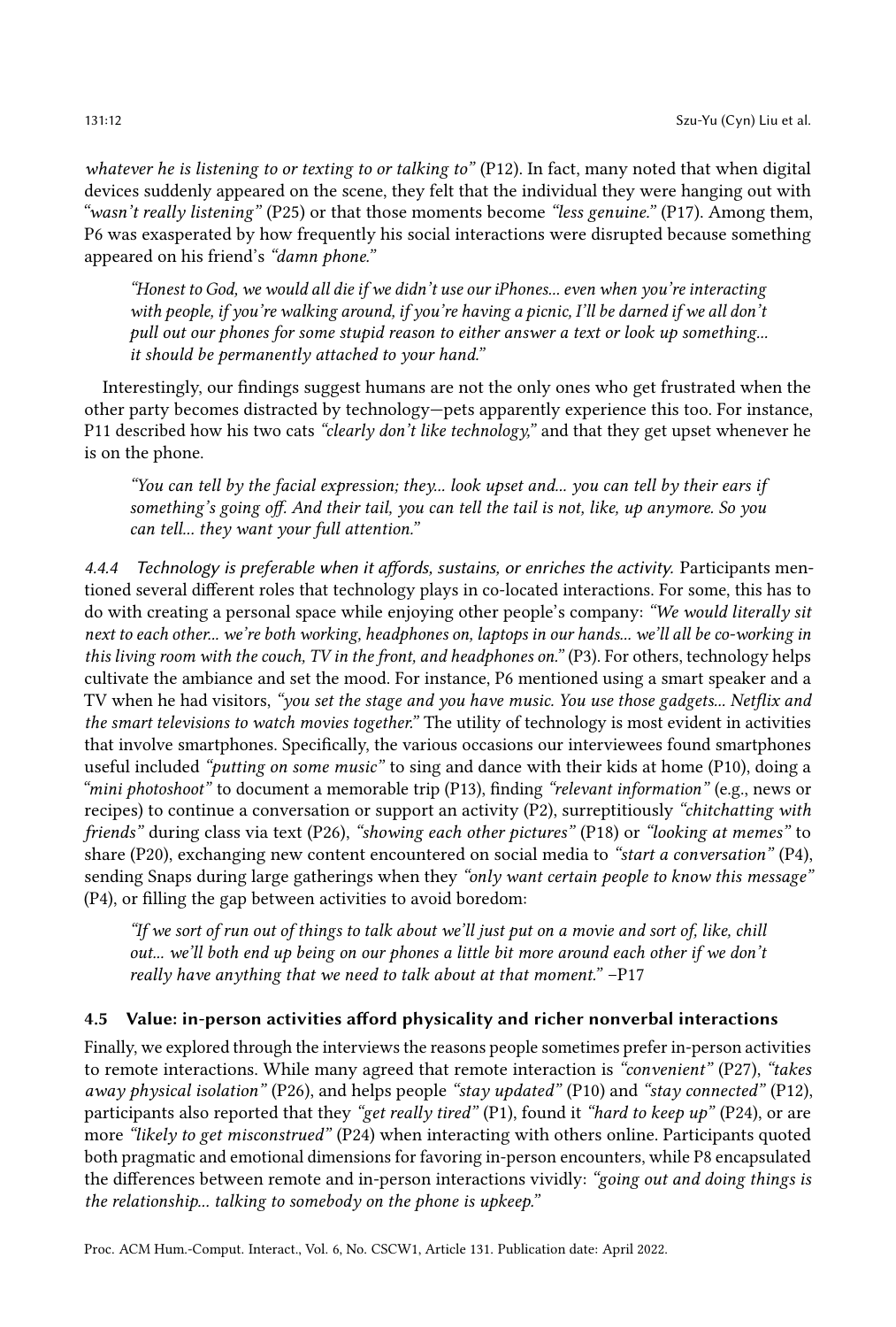*whatever he is listening to or texting to or talking to"* (P12). In fact, many noted that when digital devices suddenly appeared on the scene, they felt that the individual they were hanging out with *"wasn't really listening"* (P25) or that those moments become *"less genuine."* (P17). Among them, P6 was exasperated by how frequently his social interactions were disrupted because something appeared on his friend's *"damn phone."*

> *"Honest to God, we would all die if we didn't use our iPhones... even when you're interacting with people, if you're walking around, if you're having a picnic, I'll be darned if we all don't pull out our phones for some stupid reason to either answer a text or look up something... it should be permanently attached to your hand."*

Interestingly, our findings suggest humans are not the only ones who get frustrated when the other party becomes distracted by technology—pets apparently experience this too. For instance, P11 described how his two cats *"clearly don't like technology,"* and that they get upset whenever he is on the phone.

> *"You can tell by the facial expression; they... look upset and... you can tell by their ears if something's going off. And their tail, you can tell the tail is not, like, up anymore. So you can tell... they want your full attention."*

#### 4.4.4 Technology is preferable when it affords, sustains, or enriches the activity.

Participants mentioned several different roles that technology plays in co-located interactions. For some, this has to do with creating a personal space while enjoying other people's company: *"We would literally sit next to each other... we're both working, headphones on, laptops in our hands... we'll all be co-working in this living room with the couch, TV in the front, and headphones on."* (P3). For others, technology helps cultivate the ambiance and set the mood. For instance, P6 mentioned using a smart speaker and a TV when he had visitors, *"you set the stage and you have music. You use those gadgets... Netflix and the smart televisions to watch movies together."* The utility of technology is most evident in activities that involve smartphones. Specifically, the various occasions our interviewees found smartphones useful included *"putting on some music"* to sing and dance with their kids at home (P10), doing a *"mini photoshoot"* to document a memorable trip (P13), finding *"relevant information"* (e.g., news or recipes) to continue a conversation or support an activity (P2), surreptitiously *"chitchatting with friends"* during class via text (P26), *"showing each other pictures"* (P18) or *"looking at memes"* to share (P20), exchanging new content encountered on social media to *"start a conversation"* (P4), sending Snaps during large gatherings when they *"only want certain people to know this message"* (P4), or filling the gap between activities to avoid boredom:

> *"If we sort of run out of things to talk about we'll just put on a movie and sort of, like, chill out... we'll both end up being on our phones a little bit more around each other if we don't really have anything that we need to talk about at that moment."* –P17

### 4.5 Value: in-person activities afford physicality and richer nonverbal interactions

Finally, we explored through the interviews the reasons people sometimes prefer in-person activities to remote interactions. While many agreed that remote interaction is *"convenient"* (P27), *"takes away physical isolation"* (P26), and helps people *"stay updated"* (P10) and *"stay connected"* (P12), participants also reported that they *"get really tired"* (P1), found it *"hard to keep up"* (P24), or are more *"likely to get misconstrued"* (P24) when interacting with others online. Participants quoted both pragmatic and emotional dimensions for favoring in-person encounters, while P8 encapsulated the differences between remote and in-person interactions vividly: *"going out and doing things is the relationship... talking to somebody on the phone is upkeep."*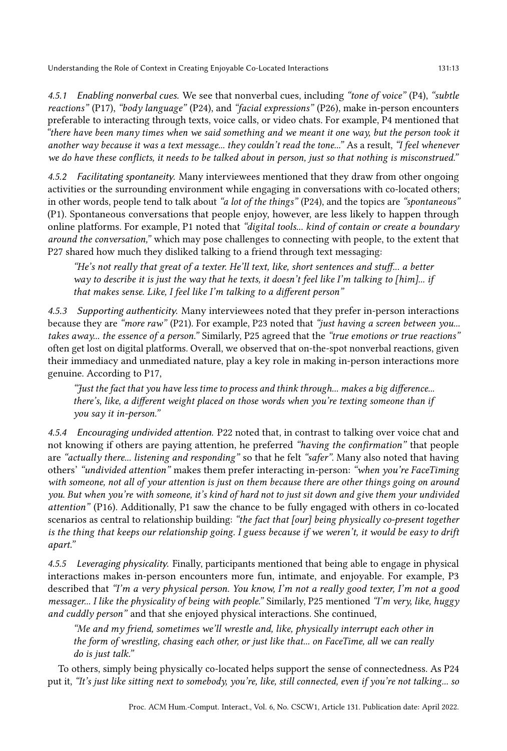#### 4.5.1 *Enabling nonverbal cues.*

We see that nonverbal cues, including *"tone of voice"* (P4), *"subtle reactions"* (P17), *"body language"* (P24), and *"facial expressions"* (P26), make in-person encounters preferable to interacting through texts, voice calls, or video chats. For example, P4 mentioned that *"there have been many times when we said something and we meant it one way, but the person took it another way because it was a text message... they couldn't read the tone..."* As a result, *"I feel whenever we do have these conflicts, it needs to be talked about in person, just so that nothing is misconstrued."*

#### 4.5.2 *Facilitating spontaneity.*

Many interviewees mentioned that they draw from other ongoing activities or the surrounding environment while engaging in conversations with co-located others; in other words, people tend to talk about *"a lot of the things"* (P24), and the topics are *"spontaneous"* (P1). Spontaneous conversations that people enjoy, however, are less likely to happen through online platforms. For example, P1 noted that *"digital tools... kind of contain or create a boundary around the conversation,"* which may pose challenges to connecting with people, to the extent that P27 shared how much they disliked talking to a friend through text messaging:

> *"He's not really that great of a texter. He'll text, like, short sentences and stuff... a better way to describe it is just the way that he texts, it doesn't feel like I'm talking to [him]... if that makes sense. Like, I feel like I'm talking to a different person"*

#### 4.5.3 *Supporting authenticity.*

Many interviewees noted that they prefer in-person interactions because they are *"more raw"* (P21). For example, P23 noted that *"just having a screen between you... takes away... the essence of a person."* Similarly, P25 agreed that the *"true emotions or true reactions"* often get lost on digital platforms. Overall, we observed that on-the-spot nonverbal reactions, given their immediacy and unmediated nature, play a key role in making in-person interactions more genuine. According to P17,

> *"Just the fact that you have less time to process and think through... makes a big difference... there's, like, a different weight placed on those words when you're texting someone than if you say it in-person."*

#### 4.5.4 *Encouraging undivided attention.*

P22 noted that, in contrast to talking over voice chat and not knowing if others are paying attention, he preferred *"having the confirmation"* that people are *"actually there... listening and responding"* so that he felt *"safer"*. Many also noted that having others' *"undivided attention"* makes them prefer interacting in-person: *"when you're FaceTiming with someone, not all of your attention is just on them because there are other things going on around you. But when you're with someone, it's kind of hard not to just sit down and give them your undivided attention"* (P16). Additionally, P1 saw the chance to be fully engaged with others in co-located scenarios as central to relationship building: *"the fact that [our] being physically co-present together is the thing that keeps our relationship going. I guess because if we weren't, it would be easy to drift apart."*

#### 4.5.5 *Leveraging physicality.*

Finally, participants mentioned that being able to engage in physical interactions makes in-person encounters more fun, intimate, and enjoyable. For example, P3 described that *"I'm a very physical person. You know, I'm not a really good texter, I'm not a good messager... I like the physicality of being with people."* Similarly, P25 mentioned *"I'm very, like, huggy and cuddly person"* and that she enjoyed physical interactions. She continued,

> *"Me and my friend, sometimes we'll wrestle and, like, physically interrupt each other in the form of wrestling, chasing each other, or just like that... on FaceTime, all we can really do is just talk."*

To others, simply being physically co-located helps support the sense of connectedness. As P24 put it, *"It's just like sitting next to somebody, you're, like, still connected, even if you're not talking... so*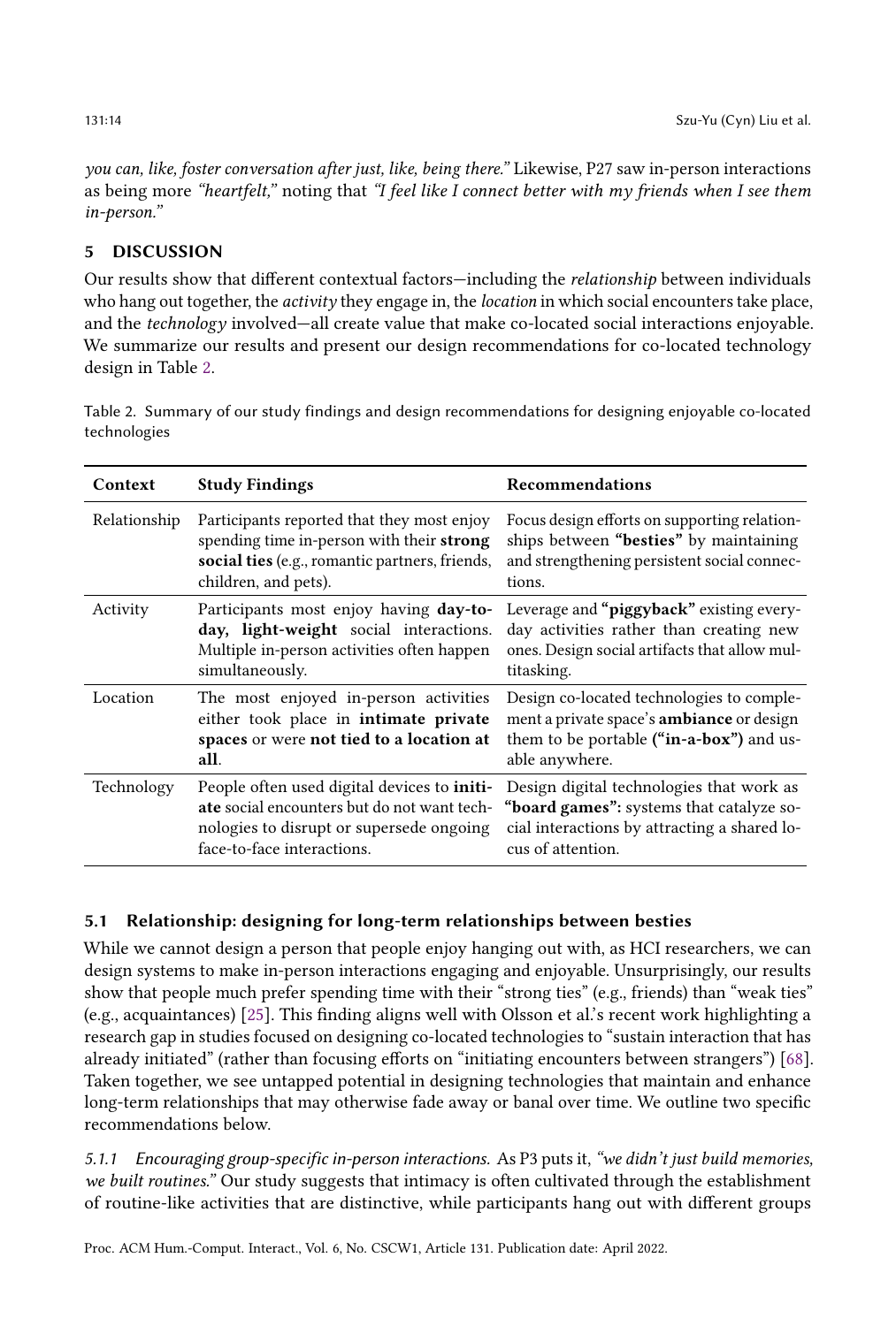*you can, like, foster conversation after just, like, being there."* Likewise, P27 saw in-person interactions as being more *"heartfelt,"* noting that *"I feel like I connect better with my friends when I see them in-person."*

## 5 DISCUSSION

Our results show that different contextual factors—including the *relationship* between individuals who hang out together, the *activity* they engage in, the *location* in which social encounters take place, and the *technology* involved—all create value that make co-located social interactions enjoyable. We summarize our results and present our design recommendations for co-located technology design in Table 2.

Table 2. Summary of our study findings and design recommendations for designing enjoyable co-located technologies

| Context | Study Findings | Recommendations |
|---|---|---|
| Relationship | Participants reported that they most enjoy spending time in-person with their **strong social ties** (e.g., romantic partners, friends, children, and pets). | Focus design efforts on supporting relationships between **"besties"** by maintaining and strengthening persistent social connections. |
| Activity | Participants most enjoy having **day-to-day, light-weight** social interactions. Multiple in-person activities often happen simultaneously. | Leverage and **"piggyback"** existing everyday activities rather than creating new ones. Design social artifacts that allow multitasking. |
| Location | The most enjoyed in-person activities either took place in **intimate private spaces** or were **not tied to a location at all**. | Design co-located technologies to complement a private space's **ambiance** or design them to be portable **("in-a-box")** and usable anywhere. |
| Technology | People often used digital devices to **initiate** social encounters but do not want technologies to disrupt or supersede ongoing face-to-face interactions. | Design digital technologies that work as **"board games":** systems that catalyze social interactions by attracting a shared locus of attention. |

### 5.1 Relationship: designing for long-term relationships between besties

While we cannot design a person that people enjoy hanging out with, as HCI researchers, we can design systems to make in-person interactions engaging and enjoyable. Unsurprisingly, our results show that people much prefer spending time with their "strong ties" (e.g., friends) than "weak ties" (e.g., acquaintances) [25]. This finding aligns well with Olsson et al.'s recent work highlighting a research gap in studies focused on designing co-located technologies to "sustain interaction that has already initiated" (rather than focusing efforts on "initiating encounters between strangers") [68]. Taken together, we see untapped potential in designing technologies that maintain and enhance long-term relationships that may otherwise fade away or banal over time. We outline two specific recommendations below.

*5.1.1 Encouraging group-specific in-person interactions.* As P3 puts it, *"we didn't just build memories, we built routines."* Our study suggests that intimacy is often cultivated through the establishment of routine-like activities that are distinctive, while participants hang out with different groups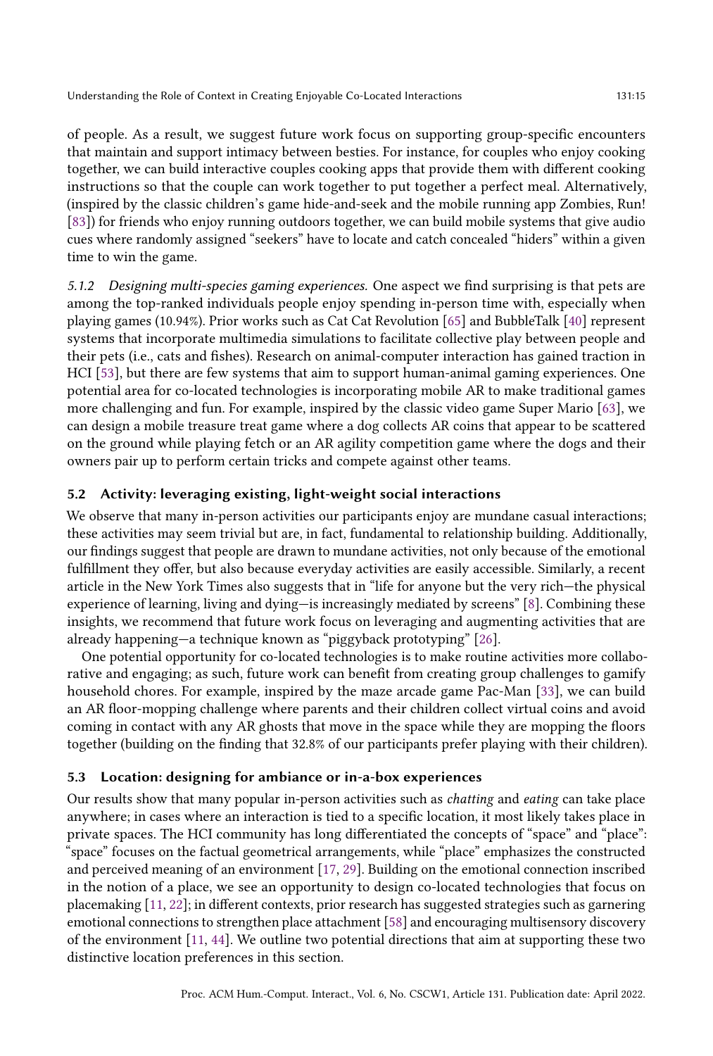of people. As a result, we suggest future work focus on supporting group-specific encounters that maintain and support intimacy between besties. For instance, for couples who enjoy cooking together, we can build interactive couples cooking apps that provide them with different cooking instructions so that the couple can work together to put together a perfect meal. Alternatively, (inspired by the classic children's game hide-and-seek and the mobile running app Zombies, Run! [83]) for friends who enjoy running outdoors together, we can build mobile systems that give audio cues where randomly assigned "seekers" have to locate and catch concealed "hiders" within a given time to win the game.

#### 5.1.2 Designing multi-species gaming experiences.

One aspect we find surprising is that pets are among the top-ranked individuals people enjoy spending in-person time with, especially when playing games (10.94%). Prior works such as Cat Cat Revolution [65] and BubbleTalk [40] represent systems that incorporate multimedia simulations to facilitate collective play between people and their pets (i.e., cats and fishes). Research on animal-computer interaction has gained traction in HCI [53], but there are few systems that aim to support human-animal gaming experiences. One potential area for co-located technologies is incorporating mobile AR to make traditional games more challenging and fun. For example, inspired by the classic video game Super Mario [63], we can design a mobile treasure treat game where a dog collects AR coins that appear to be scattered on the ground while playing fetch or an AR agility competition game where the dogs and their owners pair up to perform certain tricks and compete against other teams.

### 5.2 Activity: leveraging existing, light-weight social interactions

We observe that many in-person activities our participants enjoy are mundane casual interactions; these activities may seem trivial but are, in fact, fundamental to relationship building. Additionally, our findings suggest that people are drawn to mundane activities, not only because of the emotional fulfillment they offer, but also because everyday activities are easily accessible. Similarly, a recent article in the New York Times also suggests that in "life for anyone but the very rich—the physical experience of learning, living and dying—is increasingly mediated by screens" [8]. Combining these insights, we recommend that future work focus on leveraging and augmenting activities that are already happening—a technique known as "piggyback prototyping" [26].

One potential opportunity for co-located technologies is to make routine activities more collaborative and engaging; as such, future work can benefit from creating group challenges to gamify household chores. For example, inspired by the maze arcade game Pac-Man [33], we can build an AR floor-mopping challenge where parents and their children collect virtual coins and avoid coming in contact with any AR ghosts that move in the space while they are mopping the floors together (building on the finding that 32.8% of our participants prefer playing with their children).

### 5.3 Location: designing for ambiance or in-a-box experiences

Our results show that many popular in-person activities such as *chatting* and *eating* can take place anywhere; in cases where an interaction is tied to a specific location, it most likely takes place in private spaces. The HCI community has long differentiated the concepts of "space" and "place": "space" focuses on the factual geometrical arrangements, while "place" emphasizes the constructed and perceived meaning of an environment [17, 29]. Building on the emotional connection inscribed in the notion of a place, we see an opportunity to design co-located technologies that focus on placemaking [11, 22]; in different contexts, prior research has suggested strategies such as garnering emotional connections to strengthen place attachment [58] and encouraging multisensory discovery of the environment [11, 44]. We outline two potential directions that aim at supporting these two distinctive location preferences in this section.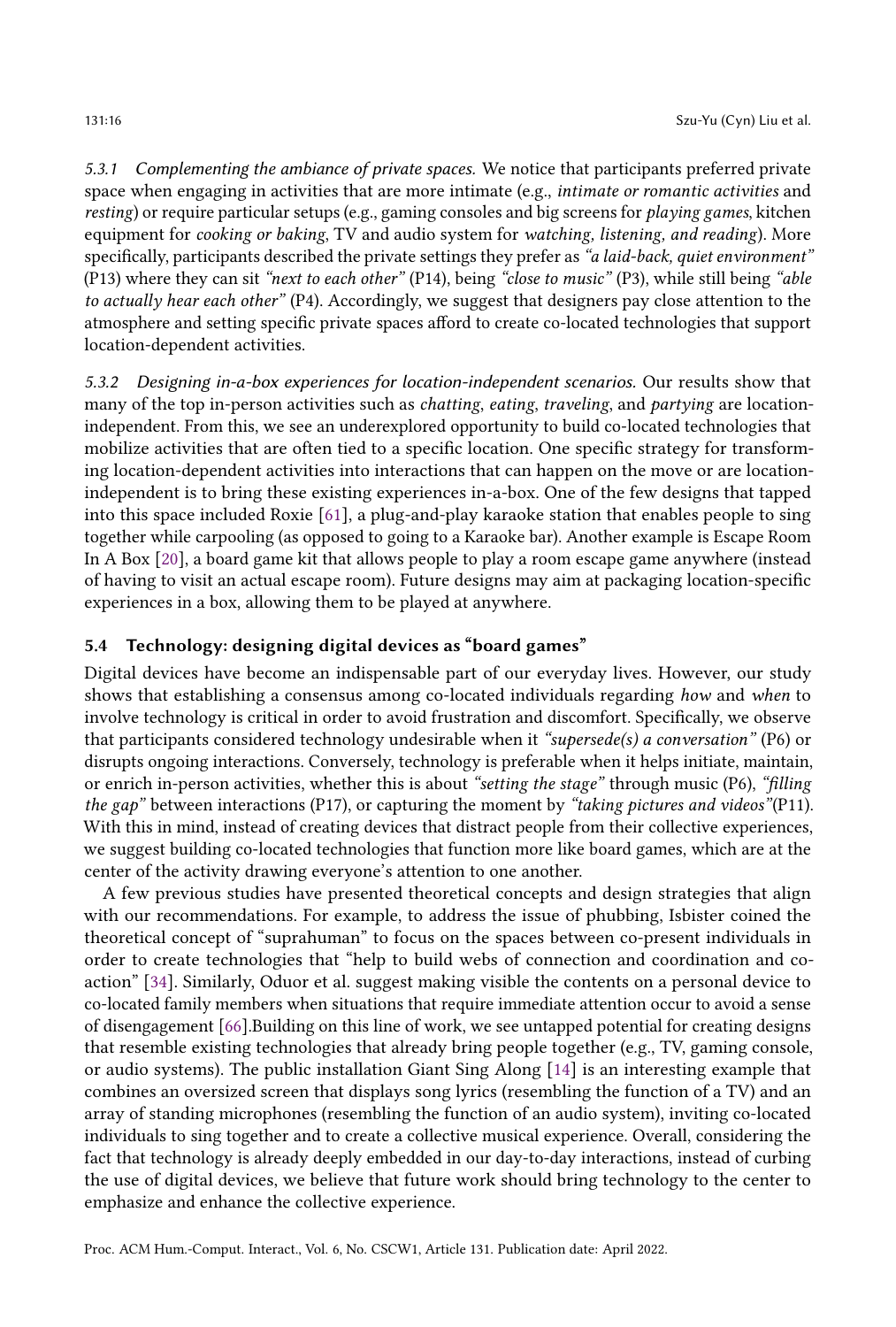#### 5.3.1 *Complementing the ambiance of private spaces.*

We notice that participants preferred private space when engaging in activities that are more intimate (e.g., *intimate or romantic activities* and *resting*) or require particular setups (e.g., gaming consoles and big screens for *playing games*, kitchen equipment for *cooking or baking*, TV and audio system for *watching, listening, and reading*). More specifically, participants described the private settings they prefer as *"a laid-back, quiet environment"* (P13) where they can sit *"next to each other"* (P14), being *"close to music"* (P3), while still being *"able to actually hear each other"* (P4). Accordingly, we suggest that designers pay close attention to the atmosphere and setting specific private spaces afford to create co-located technologies that support location-dependent activities.

#### 5.3.2 *Designing in-a-box experiences for location-independent scenarios.*

Our results show that many of the top in-person activities such as *chatting*, *eating*, *traveling*, and *partying* are location-independent. From this, we see an underexplored opportunity to build co-located technologies that mobilize activities that are often tied to a specific location. One specific strategy for transforming location-dependent activities into interactions that can happen on the move or are location-independent is to bring these existing experiences in-a-box. One of the few designs that tapped into this space included Roxie [61], a plug-and-play karaoke station that enables people to sing together while carpooling (as opposed to going to a Karaoke bar). Another example is Escape Room In A Box [20], a board game kit that allows people to play a room escape game anywhere (instead of having to visit an actual escape room). Future designs may aim at packaging location-specific experiences in a box, allowing them to be played at anywhere.

### 5.4 Technology: designing digital devices as "board games"

Digital devices have become an indispensable part of our everyday lives. However, our study shows that establishing a consensus among co-located individuals regarding *how* and *when* to involve technology is critical in order to avoid frustration and discomfort. Specifically, we observe that participants considered technology undesirable when it *"supersede(s) a conversation"* (P6) or disrupts ongoing interactions. Conversely, technology is preferable when it helps initiate, maintain, or enrich in-person activities, whether this is about *"setting the stage"* through music (P6), *"filling the gap"* between interactions (P17), or capturing the moment by *"taking pictures and videos"*(P11). With this in mind, instead of creating devices that distract people from their collective experiences, we suggest building co-located technologies that function more like board games, which are at the center of the activity drawing everyone's attention to one another.

A few previous studies have presented theoretical concepts and design strategies that align with our recommendations. For example, to address the issue of phubbing, Isbister coined the theoretical concept of "suprahuman" to focus on the spaces between co-present individuals in order to create technologies that "help to build webs of connection and coordination and co-action" [34]. Similarly, Oduor et al. suggest making visible the contents on a personal device to co-located family members when situations that require immediate attention occur to avoid a sense of disengagement [66].Building on this line of work, we see untapped potential for creating designs that resemble existing technologies that already bring people together (e.g., TV, gaming console, or audio systems). The public installation Giant Sing Along [14] is an interesting example that combines an oversized screen that displays song lyrics (resembling the function of a TV) and an array of standing microphones (resembling the function of an audio system), inviting co-located individuals to sing together and to create a collective musical experience. Overall, considering the fact that technology is already deeply embedded in our day-to-day interactions, instead of curbing the use of digital devices, we believe that future work should bring technology to the center to emphasize and enhance the collective experience.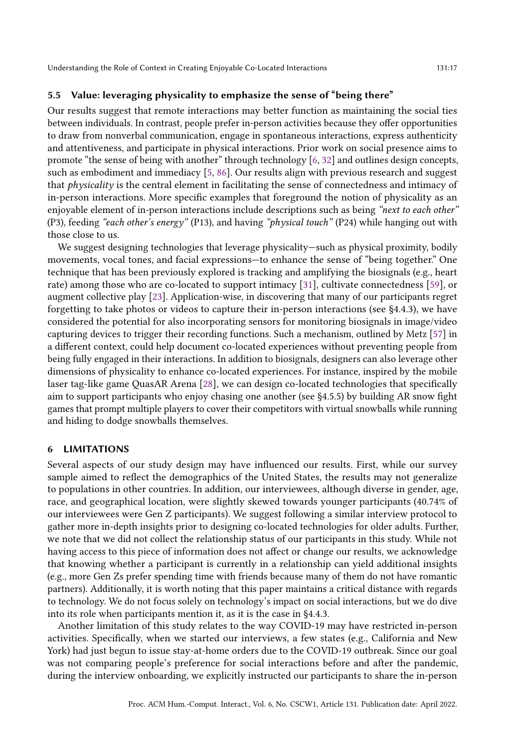### 5.5 Value: leveraging physicality to emphasize the sense of "being there"

Our results suggest that remote interactions may better function as maintaining the social ties between individuals. In contrast, people prefer in-person activities because they offer opportunities to draw from nonverbal communication, engage in spontaneous interactions, express authenticity and attentiveness, and participate in physical interactions. Prior work on social presence aims to promote "the sense of being with another" through technology [6, 32] and outlines design concepts, such as embodiment and immediacy [5, 86]. Our results align with previous research and suggest that *physicality* is the central element in facilitating the sense of connectedness and intimacy of in-person interactions. More specific examples that foreground the notion of physicality as an enjoyable element of in-person interactions include descriptions such as being *"next to each other"* (P3), feeding *"each other's energy"* (P13), and having *"physical touch"* (P24) while hanging out with those close to us.

We suggest designing technologies that leverage physicality—such as physical proximity, bodily movements, vocal tones, and facial expressions—to enhance the sense of "being together." One technique that has been previously explored is tracking and amplifying the biosignals (e.g., heart rate) among those who are co-located to support intimacy [31], cultivate connectedness [59], or augment collective play [23]. Application-wise, in discovering that many of our participants regret forgetting to take photos or videos to capture their in-person interactions (see §4.4.3), we have considered the potential for also incorporating sensors for monitoring biosignals in image/video capturing devices to trigger their recording functions. Such a mechanism, outlined by Metz [57] in a different context, could help document co-located experiences without preventing people from being fully engaged in their interactions. In addition to biosignals, designers can also leverage other dimensions of physicality to enhance co-located experiences. For instance, inspired by the mobile laser tag-like game QuasAR Arena [28], we can design co-located technologies that specifically aim to support participants who enjoy chasing one another (see §4.5.5) by building AR snow fight games that prompt multiple players to cover their competitors with virtual snowballs while running and hiding to dodge snowballs themselves.

## 6 LIMITATIONS

Several aspects of our study design may have influenced our results. First, while our survey sample aimed to reflect the demographics of the United States, the results may not generalize to populations in other countries. In addition, our interviewees, although diverse in gender, age, race, and geographical location, were slightly skewed towards younger participants (40.74% of our interviewees were Gen Z participants). We suggest following a similar interview protocol to gather more in-depth insights prior to designing co-located technologies for older adults. Further, we note that we did not collect the relationship status of our participants in this study. While not having access to this piece of information does not affect or change our results, we acknowledge that knowing whether a participant is currently in a relationship can yield additional insights (e.g., more Gen Zs prefer spending time with friends because many of them do not have romantic partners). Additionally, it is worth noting that this paper maintains a critical distance with regards to technology. We do not focus solely on technology's impact on social interactions, but we do dive into its role when participants mention it, as it is the case in §4.4.3.

Another limitation of this study relates to the way COVID-19 may have restricted in-person activities. Specifically, when we started our interviews, a few states (e.g., California and New York) had just begun to issue stay-at-home orders due to the COVID-19 outbreak. Since our goal was not comparing people's preference for social interactions before and after the pandemic, during the interview onboarding, we explicitly instructed our participants to share the in-person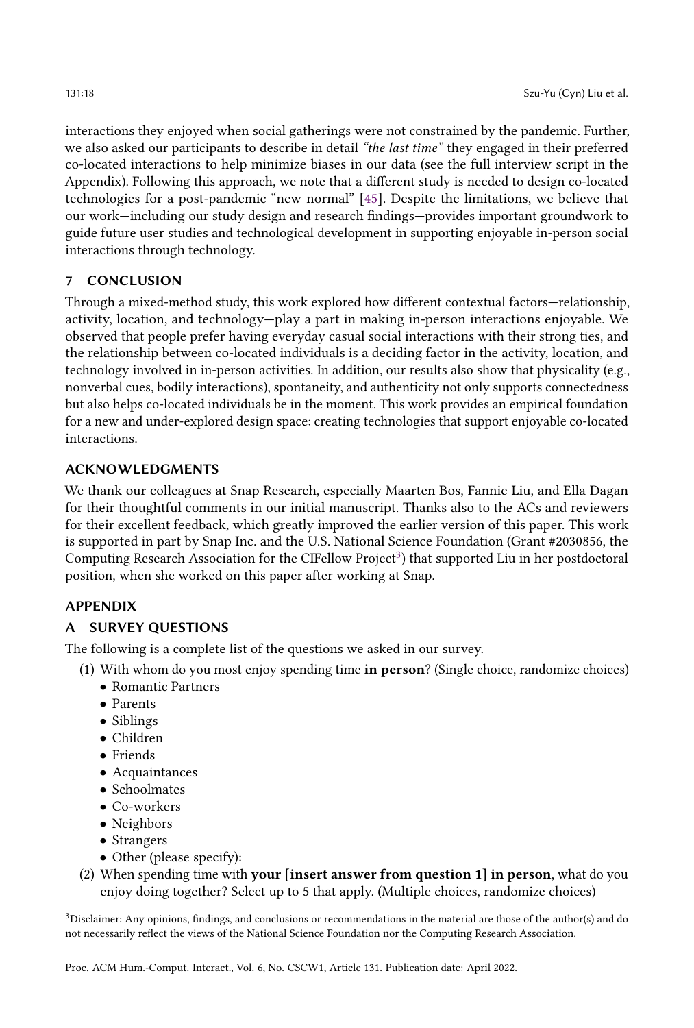interactions they enjoyed when social gatherings were not constrained by the pandemic. Further, we also asked our participants to describe in detail *"the last time"* they engaged in their preferred co-located interactions to help minimize biases in our data (see the full interview script in the Appendix). Following this approach, we note that a different study is needed to design co-located technologies for a post-pandemic "new normal" [45]. Despite the limitations, we believe that our work—including our study design and research findings—provides important groundwork to guide future user studies and technological development in supporting enjoyable in-person social interactions through technology.

## 7 CONCLUSION

Through a mixed-method study, this work explored how different contextual factors—relationship, activity, location, and technology—play a part in making in-person interactions enjoyable. We observed that people prefer having everyday casual social interactions with their strong ties, and the relationship between co-located individuals is a deciding factor in the activity, location, and technology involved in in-person activities. In addition, our results also show that physicality (e.g., nonverbal cues, bodily interactions), spontaneity, and authenticity not only supports connectedness but also helps co-located individuals be in the moment. This work provides an empirical foundation for a new and under-explored design space: creating technologies that support enjoyable co-located interactions.

## ACKNOWLEDGMENTS

We thank our colleagues at Snap Research, especially Maarten Bos, Fannie Liu, and Ella Dagan for their thoughtful comments in our initial manuscript. Thanks also to the ACs and reviewers for their excellent feedback, which greatly improved the earlier version of this paper. This work is supported in part by Snap Inc. and the U.S. National Science Foundation (Grant #2030856, the Computing Research Association for the CIFellow Project[3]) that supported Liu in her postdoctoral position, when she worked on this paper after working at Snap.

## APPENDIX

## A SURVEY QUESTIONS

The following is a complete list of the questions we asked in our survey.

(1) With whom do you most enjoy spending time **in person**? (Single choice, randomize choices)
- Romantic Partners
- Parents
- Siblings
- Children
- Friends
- Acquaintances
- Schoolmates
- Co-workers
- Neighbors
- Strangers
- Other (please specify):

(2) When spending time with **your [insert answer from question 1] in person**, what do you enjoy doing together? Select up to 5 that apply. (Multiple choices, randomize choices)

[3] Disclaimer: Any opinions, findings, and conclusions or recommendations in the material are those of the author(s) and do not necessarily reflect the views of the National Science Foundation nor the Computing Research Association.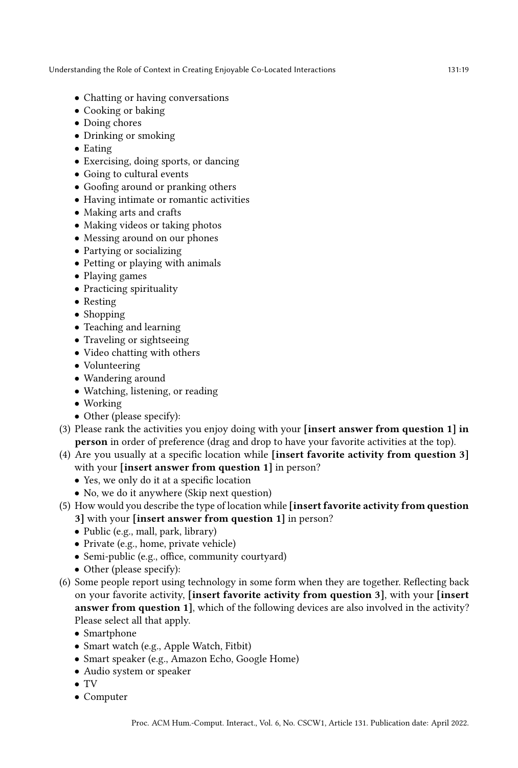- Chatting or having conversations
- Cooking or baking
- Doing chores
- Drinking or smoking
- Eating
- Exercising, doing sports, or dancing
- Going to cultural events
- Goofing around or pranking others
- Having intimate or romantic activities
- Making arts and crafts
- Making videos or taking photos
- Messing around on our phones
- Partying or socializing
- Petting or playing with animals
- Playing games
- Practicing spirituality
- Resting
- Shopping
- Teaching and learning
- Traveling or sightseeing
- Video chatting with others
- Volunteering
- Wandering around
- Watching, listening, or reading
- Working
- Other (please specify):

(3) Please rank the activities you enjoy doing with your **[insert answer from question 1] in person** in order of preference (drag and drop to have your favorite activities at the top).

(4) Are you usually at a specific location while **[insert favorite activity from question 3]** with your **[insert answer from question 1]** in person?
- Yes, we only do it at a specific location
- No, we do it anywhere (Skip next question)

(5) How would you describe the type of location while **[insert favorite activity from question 3]** with your **[insert answer from question 1]** in person?
- Public (e.g., mall, park, library)
- Private (e.g., home, private vehicle)
- Semi-public (e.g., office, community courtyard)
- Other (please specify):

(6) Some people report using technology in some form when they are together. Reflecting back on your favorite activity, **[insert favorite activity from question 3]**, with your **[insert answer from question 1]**, which of the following devices are also involved in the activity? Please select all that apply.
- Smartphone
- Smart watch (e.g., Apple Watch, Fitbit)
- Smart speaker (e.g., Amazon Echo, Google Home)
- Audio system or speaker
- TV
- Computer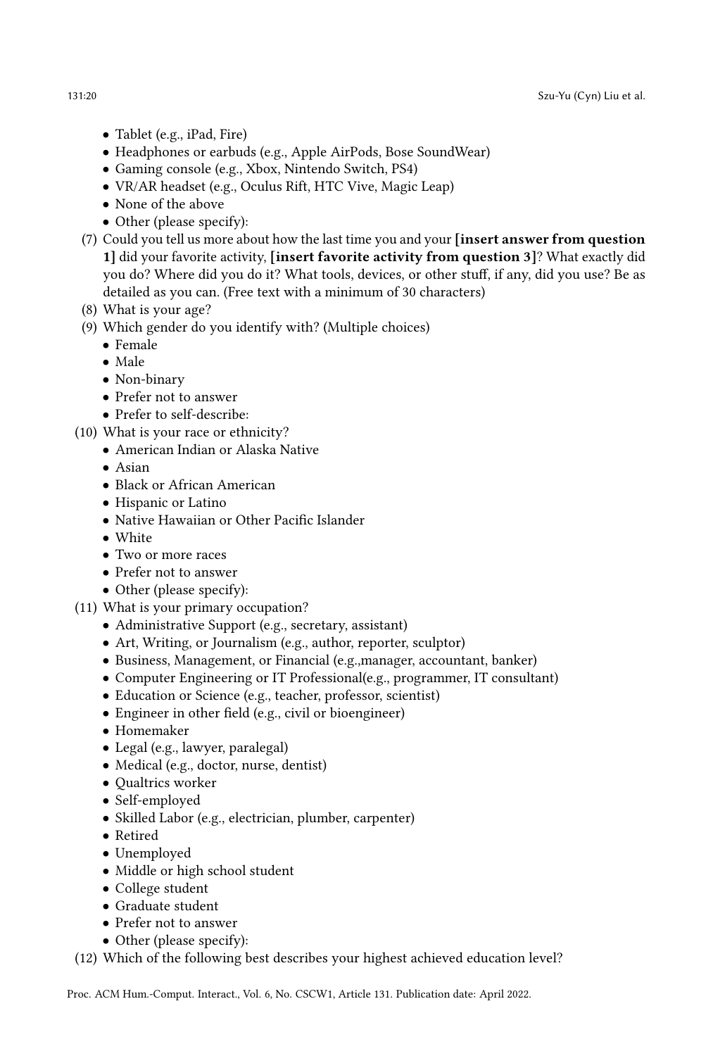- Tablet (e.g., iPad, Fire)
- Headphones or earbuds (e.g., Apple AirPods, Bose SoundWear)
- Gaming console (e.g., Xbox, Nintendo Switch, PS4)
- VR/AR headset (e.g., Oculus Rift, HTC Vive, Magic Leap)
- None of the above
- Other (please specify):

(7) Could you tell us more about how the last time you and your **[insert answer from question 1]** did your favorite activity, **[insert favorite activity from question 3]**? What exactly did you do? Where did you do it? What tools, devices, or other stuff, if any, did you use? Be as detailed as you can. (Free text with a minimum of 30 characters)

(8) What is your age?

(9) Which gender do you identify with? (Multiple choices)
- Female
- Male
- Non-binary
- Prefer not to answer
- Prefer to self-describe:

(10) What is your race or ethnicity?
- American Indian or Alaska Native
- Asian
- Black or African American
- Hispanic or Latino
- Native Hawaiian or Other Pacific Islander
- White
- Two or more races
- Prefer not to answer
- Other (please specify):

(11) What is your primary occupation?
- Administrative Support (e.g., secretary, assistant)
- Art, Writing, or Journalism (e.g., author, reporter, sculptor)
- Business, Management, or Financial (e.g.,manager, accountant, banker)
- Computer Engineering or IT Professional(e.g., programmer, IT consultant)
- Education or Science (e.g., teacher, professor, scientist)
- Engineer in other field (e.g., civil or bioengineer)
- Homemaker
- Legal (e.g., lawyer, paralegal)
- Medical (e.g., doctor, nurse, dentist)
- Qualtrics worker
- Self-employed
- Skilled Labor (e.g., electrician, plumber, carpenter)
- Retired
- Unemployed
- Middle or high school student
- College student
- Graduate student
- Prefer not to answer
- Other (please specify):

(12) Which of the following best describes your highest achieved education level?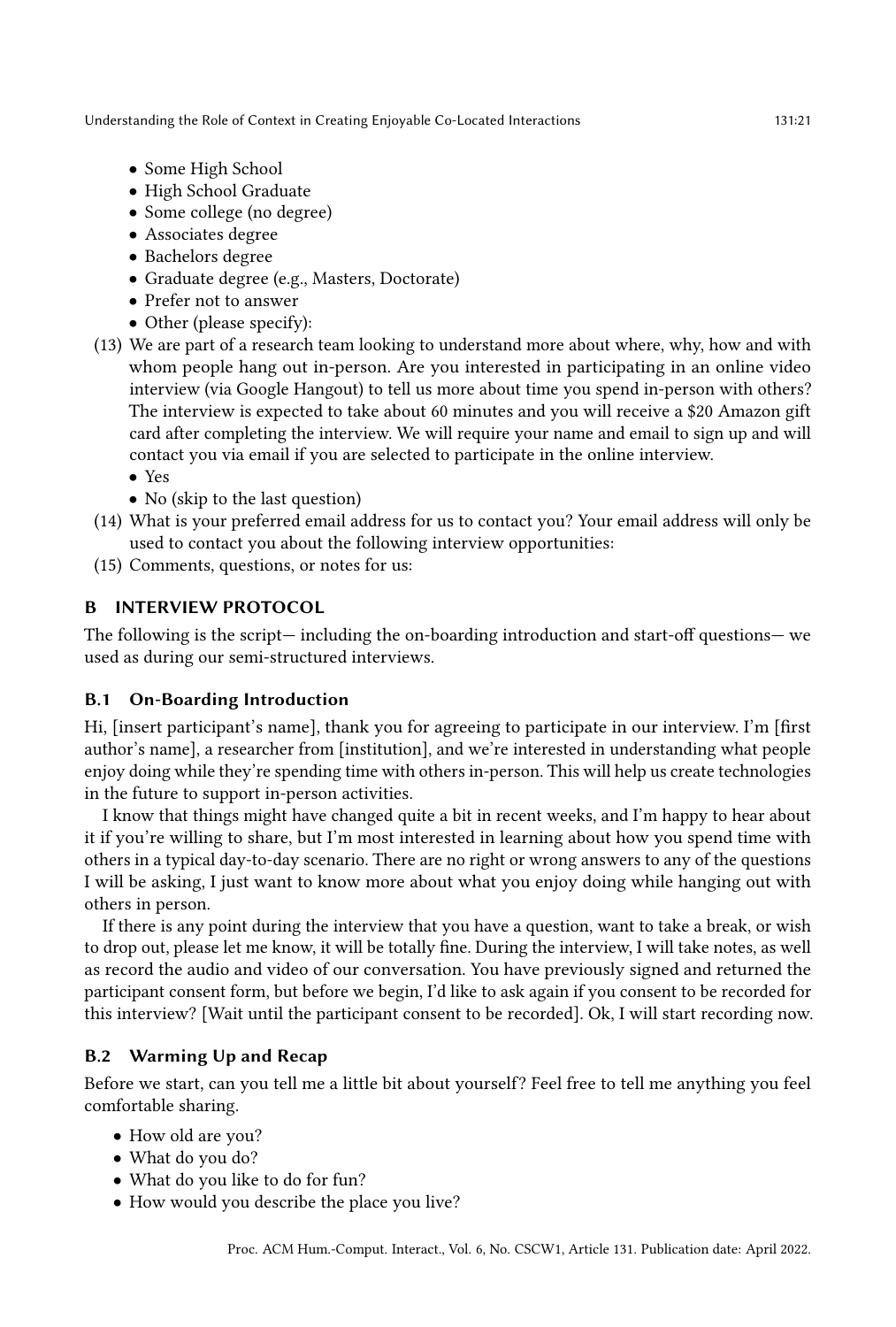- Some High School
- High School Graduate
- Some college (no degree)
- Associates degree
- Bachelors degree
- Graduate degree (e.g., Masters, Doctorate)
- Prefer not to answer
- Other (please specify):

(13) We are part of a research team looking to understand more about where, why, how and with whom people hang out in-person. Are you interested in participating in an online video interview (via Google Hangout) to tell us more about time you spend in-person with others? The interview is expected to take about 60 minutes and you will receive a $20 Amazon gift card after completing the interview. We will require your name and email to sign up and will contact you via email if you are selected to participate in the online interview.
- Yes
- No (skip to the last question)

(14) What is your preferred email address for us to contact you? Your email address will only be used to contact you about the following interview opportunities:

(15) Comments, questions, or notes for us:

## B INTERVIEW PROTOCOL

The following is the script— including the on-boarding introduction and start-off questions— we used as during our semi-structured interviews.

### B.1 On-Boarding Introduction

Hi, [insert participant's name], thank you for agreeing to participate in our interview. I'm [first author's name], a researcher from [institution], and we're interested in understanding what people enjoy doing while they're spending time with others in-person. This will help us create technologies in the future to support in-person activities.

I know that things might have changed quite a bit in recent weeks, and I'm happy to hear about it if you're willing to share, but I'm most interested in learning about how you spend time with others in a typical day-to-day scenario. There are no right or wrong answers to any of the questions I will be asking, I just want to know more about what you enjoy doing while hanging out with others in person.

If there is any point during the interview that you have a question, want to take a break, or wish to drop out, please let me know, it will be totally fine. During the interview, I will take notes, as well as record the audio and video of our conversation. You have previously signed and returned the participant consent form, but before we begin, I'd like to ask again if you consent to be recorded for this interview? [Wait until the participant consent to be recorded]. Ok, I will start recording now.

### B.2 Warming Up and Recap

Before we start, can you tell me a little bit about yourself? Feel free to tell me anything you feel comfortable sharing.

- How old are you?
- What do you do?
- What do you like to do for fun?
- How would you describe the place you live?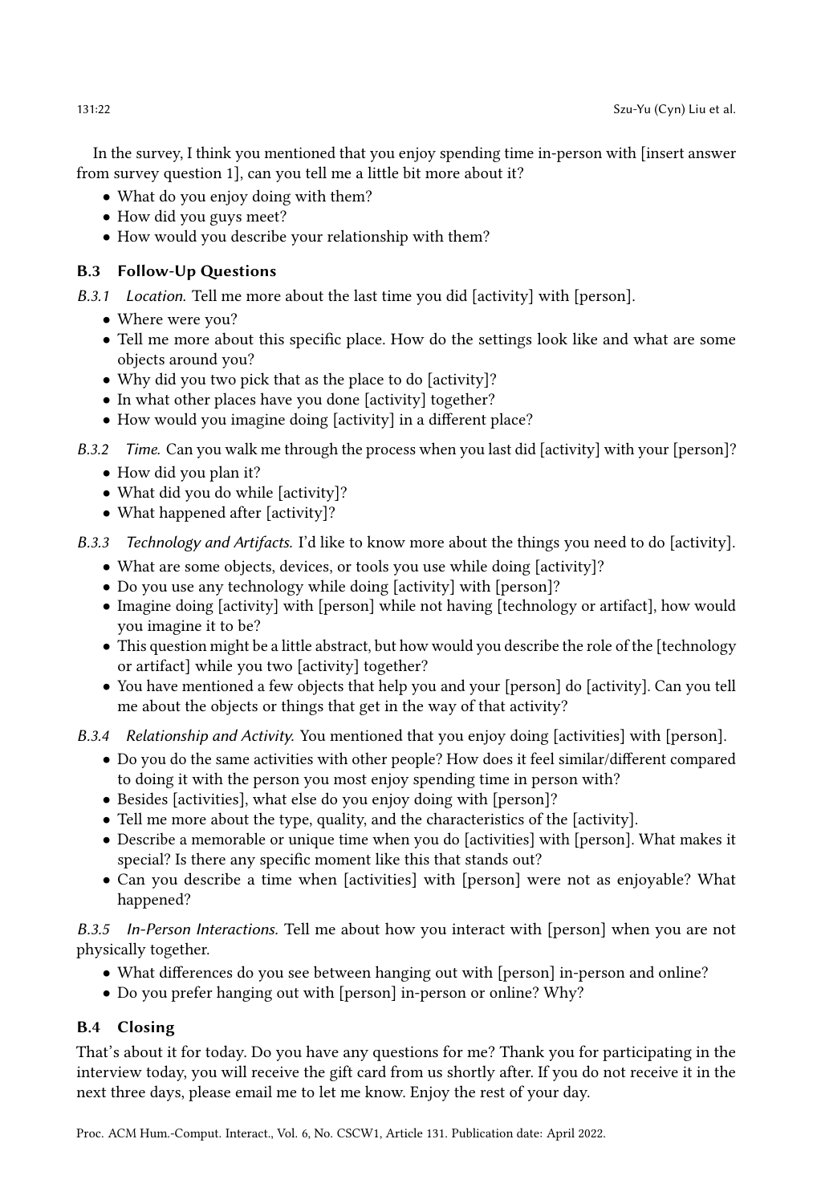In the survey, I think you mentioned that you enjoy spending time in-person with [insert answer from survey question 1], can you tell me a little bit more about it?

- What do you enjoy doing with them?
- How did you guys meet?
- How would you describe your relationship with them?

## B.3 Follow-Up Questions

*B.3.1 Location.* Tell me more about the last time you did [activity] with [person].

- Where were you?
- Tell me more about this specific place. How do the settings look like and what are some objects around you?
- Why did you two pick that as the place to do [activity]?
- In what other places have you done [activity] together?
- How would you imagine doing [activity] in a different place?

*B.3.2 Time.* Can you walk me through the process when you last did [activity] with your [person]?

- How did you plan it?
- What did you do while [activity]?
- What happened after [activity]?

*B.3.3 Technology and Artifacts.* I'd like to know more about the things you need to do [activity].

- What are some objects, devices, or tools you use while doing [activity]?
- Do you use any technology while doing [activity] with [person]?
- Imagine doing [activity] with [person] while not having [technology or artifact], how would you imagine it to be?
- This question might be a little abstract, but how would you describe the role of the [technology or artifact] while you two [activity] together?
- You have mentioned a few objects that help you and your [person] do [activity]. Can you tell me about the objects or things that get in the way of that activity?

*B.3.4 Relationship and Activity.* You mentioned that you enjoy doing [activities] with [person].

- Do you do the same activities with other people? How does it feel similar/different compared to doing it with the person you most enjoy spending time in person with?
- Besides [activities], what else do you enjoy doing with [person]?
- Tell me more about the type, quality, and the characteristics of the [activity].
- Describe a memorable or unique time when you do [activities] with [person]. What makes it special? Is there any specific moment like this that stands out?
- Can you describe a time when [activities] with [person] were not as enjoyable? What happened?

*B.3.5 In-Person Interactions.* Tell me about how you interact with [person] when you are not physically together.

- What differences do you see between hanging out with [person] in-person and online?
- Do you prefer hanging out with [person] in-person or online? Why?

## B.4 Closing

That's about it for today. Do you have any questions for me? Thank you for participating in the interview today, you will receive the gift card from us shortly after. If you do not receive it in the next three days, please email me to let me know. Enjoy the rest of your day.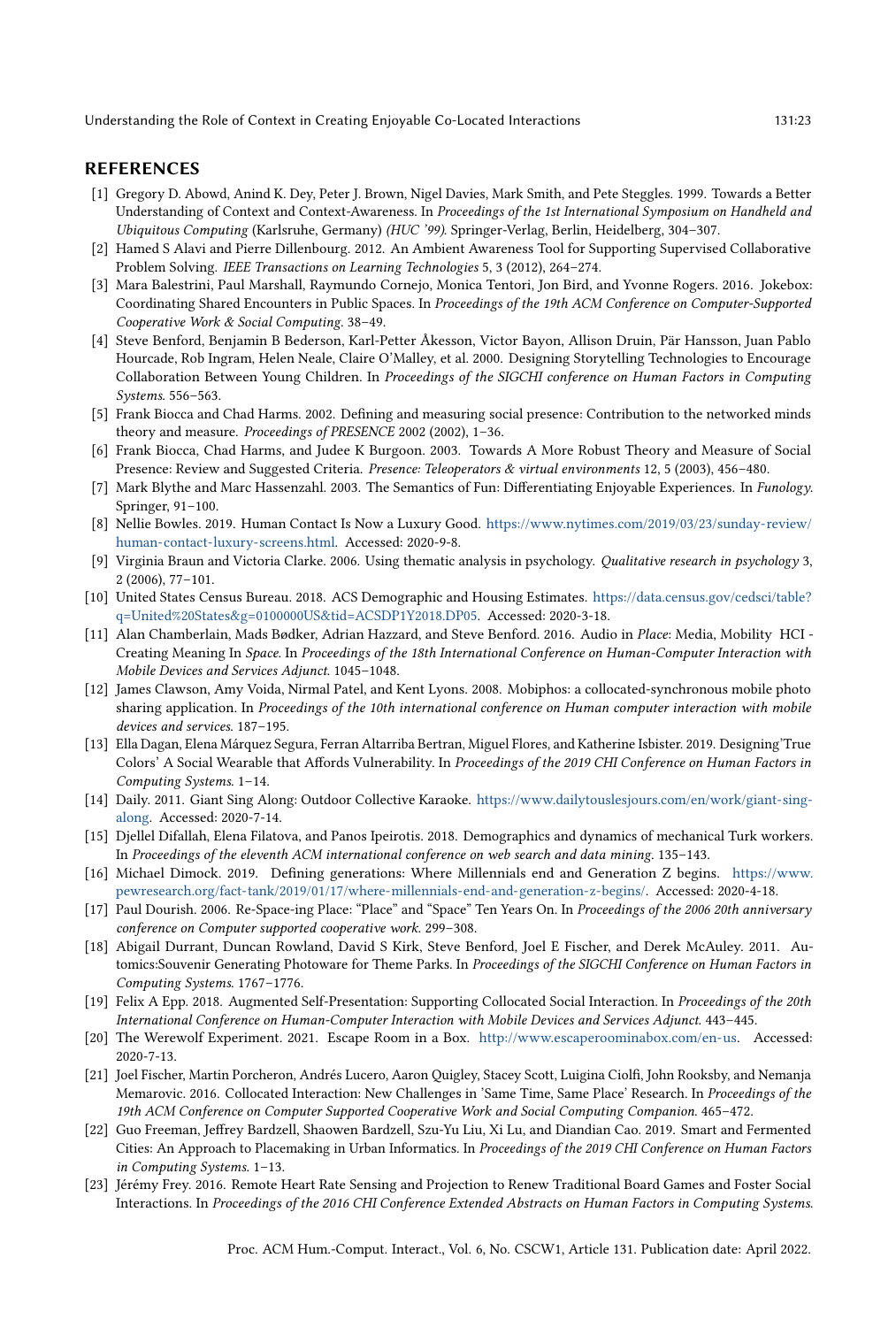## REFERENCES

[1] Gregory D. Abowd, Anind K. Dey, Peter J. Brown, Nigel Davies, Mark Smith, and Pete Steggles. 1999. Towards a Better Understanding of Context and Context-Awareness. In *Proceedings of the 1st International Symposium on Handheld and Ubiquitous Computing* (Karlsruhe, Germany) *(HUC '99)*. Springer-Verlag, Berlin, Heidelberg, 304–307.

[2] Hamed S Alavi and Pierre Dillenbourg. 2012. An Ambient Awareness Tool for Supporting Supervised Collaborative Problem Solving. *IEEE Transactions on Learning Technologies* 5, 3 (2012), 264–274.

[3] Mara Balestrini, Paul Marshall, Raymundo Cornejo, Monica Tentori, Jon Bird, and Yvonne Rogers. 2016. Jokebox: Coordinating Shared Encounters in Public Spaces. In *Proceedings of the 19th ACM Conference on Computer-Supported Cooperative Work & Social Computing*. 38–49.

[4] Steve Benford, Benjamin B Bederson, Karl-Petter Åkesson, Victor Bayon, Allison Druin, Pär Hansson, Juan Pablo Hourcade, Rob Ingram, Helen Neale, Claire O'Malley, et al. 2000. Designing Storytelling Technologies to Encourage Collaboration Between Young Children. In *Proceedings of the SIGCHI conference on Human Factors in Computing Systems*. 556–563.

[5] Frank Biocca and Chad Harms. 2002. Defining and measuring social presence: Contribution to the networked minds theory and measure. *Proceedings of PRESENCE* 2002 (2002), 1–36.

[6] Frank Biocca, Chad Harms, and Judee K Burgoon. 2003. Towards A More Robust Theory and Measure of Social Presence: Review and Suggested Criteria. *Presence: Teleoperators & virtual environments* 12, 5 (2003), 456–480.

[7] Mark Blythe and Marc Hassenzahl. 2003. The Semantics of Fun: Differentiating Enjoyable Experiences. In *Funology*. Springer, 91–100.

[8] Nellie Bowles. 2019. Human Contact Is Now a Luxury Good. https://www.nytimes.com/2019/03/23/sunday-review/human-contact-luxury-screens.html. Accessed: 2020-9-8.

[9] Virginia Braun and Victoria Clarke. 2006. Using thematic analysis in psychology. *Qualitative research in psychology* 3, 2 (2006), 77–101.

[10] United States Census Bureau. 2018. ACS Demographic and Housing Estimates. https://data.census.gov/cedsci/table?q=United%20States&g=0100000US&tid=ACSDP1Y2018.DP05. Accessed: 2020-3-18.

[11] Alan Chamberlain, Mads Bødker, Adrian Hazzard, and Steve Benford. 2016. Audio in *Place*: Media, Mobility HCI - Creating Meaning In *Space*. In *Proceedings of the 18th International Conference on Human-Computer Interaction with Mobile Devices and Services Adjunct*. 1045–1048.

[12] James Clawson, Amy Voida, Nirmal Patel, and Kent Lyons. 2008. Mobiphos: a collocated-synchronous mobile photo sharing application. In *Proceedings of the 10th international conference on Human computer interaction with mobile devices and services*. 187–195.

[13] Ella Dagan, Elena Márquez Segura, Ferran Altarriba Bertran, Miguel Flores, and Katherine Isbister. 2019. Designing'True Colors' A Social Wearable that Affords Vulnerability. In *Proceedings of the 2019 CHI Conference on Human Factors in Computing Systems*. 1–14.

[14] Daily. 2011. Giant Sing Along: Outdoor Collective Karaoke. https://www.dailytouslesjours.com/en/work/giant-sing-along. Accessed: 2020-7-14.

[15] Djellel Difallah, Elena Filatova, and Panos Ipeirotis. 2018. Demographics and dynamics of mechanical Turk workers. In *Proceedings of the eleventh ACM international conference on web search and data mining*. 135–143.

[16] Michael Dimock. 2019. Defining generations: Where Millennials end and Generation Z begins. https://www.pewresearch.org/fact-tank/2019/01/17/where-millennials-end-and-generation-z-begins/. Accessed: 2020-4-18.

[17] Paul Dourish. 2006. Re-Space-ing Place: "Place" and "Space" Ten Years On. In *Proceedings of the 2006 20th anniversary conference on Computer supported cooperative work*. 299–308.

[18] Abigail Durrant, Duncan Rowland, David S Kirk, Steve Benford, Joel E Fischer, and Derek McAuley. 2011. Automics:Souvenir Generating Photoware for Theme Parks. In *Proceedings of the SIGCHI Conference on Human Factors in Computing Systems*. 1767–1776.

[19] Felix A Epp. 2018. Augmented Self-Presentation: Supporting Collocated Social Interaction. In *Proceedings of the 20th International Conference on Human-Computer Interaction with Mobile Devices and Services Adjunct*. 443–445.

[20] The Werewolf Experiment. 2021. Escape Room in a Box. http://www.escaperoominabox.com/en-us. Accessed: 2020-7-13.

[21] Joel Fischer, Martin Porcheron, Andrés Lucero, Aaron Quigley, Stacey Scott, Luigina Ciolfi, John Rooksby, and Nemanja Memarovic. 2016. Collocated Interaction: New Challenges in 'Same Time, Same Place' Research. In *Proceedings of the 19th ACM Conference on Computer Supported Cooperative Work and Social Computing Companion*. 465–472.

[22] Guo Freeman, Jeffrey Bardzell, Shaowen Bardzell, Szu-Yu Liu, Xi Lu, and Diandian Cao. 2019. Smart and Fermented Cities: An Approach to Placemaking in Urban Informatics. In *Proceedings of the 2019 CHI Conference on Human Factors in Computing Systems*. 1–13.

[23] Jérémy Frey. 2016. Remote Heart Rate Sensing and Projection to Renew Traditional Board Games and Foster Social Interactions. In *Proceedings of the 2016 CHI Conference Extended Abstracts on Human Factors in Computing Systems*.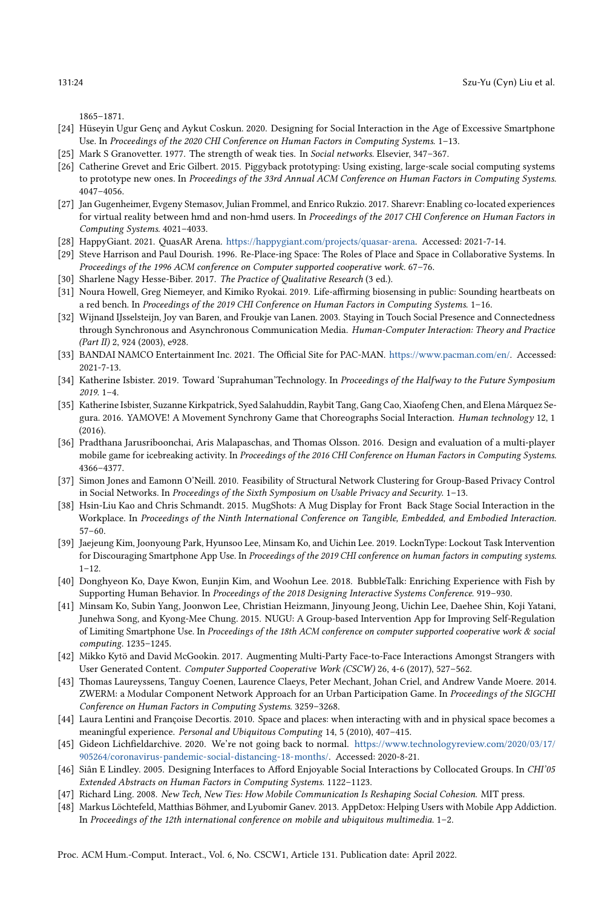1865–1871.

[24] Hüseyin Ugur Genç and Aykut Coskun. 2020. Designing for Social Interaction in the Age of Excessive Smartphone Use. In *Proceedings of the 2020 CHI Conference on Human Factors in Computing Systems*. 1–13.

[25] Mark S Granovetter. 1977. The strength of weak ties. In *Social networks*. Elsevier, 347–367.

[26] Catherine Grevet and Eric Gilbert. 2015. Piggyback prototyping: Using existing, large-scale social computing systems to prototype new ones. In *Proceedings of the 33rd Annual ACM Conference on Human Factors in Computing Systems*. 4047–4056.

[27] Jan Gugenheimer, Evgeny Stemasov, Julian Frommel, and Enrico Rukzio. 2017. Sharevr: Enabling co-located experiences for virtual reality between hmd and non-hmd users. In *Proceedings of the 2017 CHI Conference on Human Factors in Computing Systems*. 4021–4033.

[28] HappyGiant. 2021. QuasAR Arena. https://happygiant.com/projects/quasar-arena. Accessed: 2021-7-14.

[29] Steve Harrison and Paul Dourish. 1996. Re-Place-ing Space: The Roles of Place and Space in Collaborative Systems. In *Proceedings of the 1996 ACM conference on Computer supported cooperative work*. 67–76.

[30] Sharlene Nagy Hesse-Biber. 2017. *The Practice of Qualitative Research* (3 ed.).

[31] Noura Howell, Greg Niemeyer, and Kimiko Ryokai. 2019. Life-affirming biosensing in public: Sounding heartbeats on a red bench. In *Proceedings of the 2019 CHI Conference on Human Factors in Computing Systems*. 1–16.

[32] Wijnand IJsselsteijn, Joy van Baren, and Froukje van Lanen. 2003. Staying in Touch Social Presence and Connectedness through Synchronous and Asynchronous Communication Media. *Human-Computer Interaction: Theory and Practice (Part II)* 2, 924 (2003), e928.

[33] BANDAI NAMCO Entertainment Inc. 2021. The Official Site for PAC-MAN. https://www.pacman.com/en/. Accessed: 2021-7-13.

[34] Katherine Isbister. 2019. Toward 'Suprahuman'Technology. In *Proceedings of the Halfway to the Future Symposium 2019*. 1–4.

[35] Katherine Isbister, Suzanne Kirkpatrick, Syed Salahuddin, Raybit Tang, Gang Cao, Xiaofeng Chen, and Elena Márquez Segura. 2016. YAMOVE! A Movement Synchrony Game that Choreographs Social Interaction. *Human technology* 12, 1 (2016).

[36] Pradthana Jarusriboonchai, Aris Malapaschas, and Thomas Olsson. 2016. Design and evaluation of a multi-player mobile game for icebreaking activity. In *Proceedings of the 2016 CHI Conference on Human Factors in Computing Systems*. 4366–4377.

[37] Simon Jones and Eamonn O'Neill. 2010. Feasibility of Structural Network Clustering for Group-Based Privacy Control in Social Networks. In *Proceedings of the Sixth Symposium on Usable Privacy and Security*. 1–13.

[38] Hsin-Liu Kao and Chris Schmandt. 2015. MugShots: A Mug Display for Front Back Stage Social Interaction in the Workplace. In *Proceedings of the Ninth International Conference on Tangible, Embedded, and Embodied Interaction*. 57–60.

[39] Jaejeung Kim, Joonyoung Park, Hyunsoo Lee, Minsam Ko, and Uichin Lee. 2019. LocknType: Lockout Task Intervention for Discouraging Smartphone App Use. In *Proceedings of the 2019 CHI conference on human factors in computing systems*. 1–12.

[40] Donghyeon Ko, Daye Kwon, Eunjin Kim, and Woohun Lee. 2018. BubbleTalk: Enriching Experience with Fish by Supporting Human Behavior. In *Proceedings of the 2018 Designing Interactive Systems Conference*. 919–930.

[41] Minsam Ko, Subin Yang, Joonwon Lee, Christian Heizmann, Jinyoung Jeong, Uichin Lee, Daehee Shin, Koji Yatani, Junehwa Song, and Kyong-Mee Chung. 2015. NUGU: A Group-based Intervention App for Improving Self-Regulation of Limiting Smartphone Use. In *Proceedings of the 18th ACM conference on computer supported cooperative work & social computing*. 1235–1245.

[42] Mikko Kytö and David McGookin. 2017. Augmenting Multi-Party Face-to-Face Interactions Amongst Strangers with User Generated Content. *Computer Supported Cooperative Work (CSCW)* 26, 4-6 (2017), 527–562.

[43] Thomas Laureyssens, Tanguy Coenen, Laurence Claeys, Peter Mechant, Johan Criel, and Andrew Vande Moere. 2014. ZWERM: a Modular Component Network Approach for an Urban Participation Game. In *Proceedings of the SIGCHI Conference on Human Factors in Computing Systems*. 3259–3268.

[44] Laura Lentini and Françoise Decortis. 2010. Space and places: when interacting with and in physical space becomes a meaningful experience. *Personal and Ubiquitous Computing* 14, 5 (2010), 407–415.

[45] Gideon Lichfieldarchive. 2020. We're not going back to normal. https://www.technologyreview.com/2020/03/17/905264/coronavirus-pandemic-social-distancing-18-months/. Accessed: 2020-8-21.

[46] Siân E Lindley. 2005. Designing Interfaces to Afford Enjoyable Social Interactions by Collocated Groups. In *CHI'05 Extended Abstracts on Human Factors in Computing Systems*. 1122–1123.

[47] Richard Ling. 2008. *New Tech, New Ties: How Mobile Communication Is Reshaping Social Cohesion*. MIT press.

[48] Markus Löchtefeld, Matthias Böhmer, and Lyubomir Ganev. 2013. AppDetox: Helping Users with Mobile App Addiction. In *Proceedings of the 12th international conference on mobile and ubiquitous multimedia*. 1–2.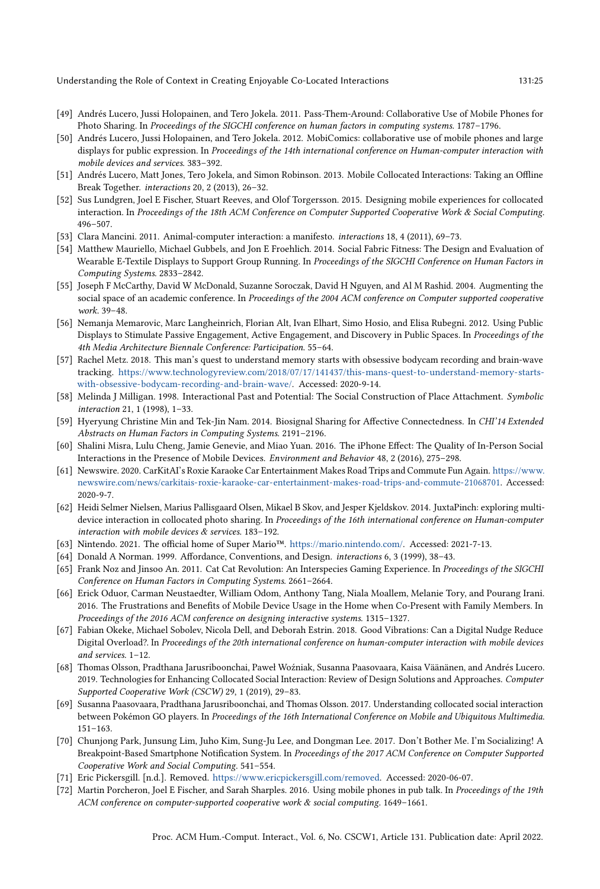[49] Andrés Lucero, Jussi Holopainen, and Tero Jokela. 2011. Pass-Them-Around: Collaborative Use of Mobile Phones for Photo Sharing. In *Proceedings of the SIGCHI conference on human factors in computing systems*. 1787–1796.

[50] Andrés Lucero, Jussi Holopainen, and Tero Jokela. 2012. MobiComics: collaborative use of mobile phones and large displays for public expression. In *Proceedings of the 14th international conference on Human-computer interaction with mobile devices and services*. 383–392.

[51] Andrés Lucero, Matt Jones, Tero Jokela, and Simon Robinson. 2013. Mobile Collocated Interactions: Taking an Offline Break Together. *interactions* 20, 2 (2013), 26–32.

[52] Sus Lundgren, Joel E Fischer, Stuart Reeves, and Olof Torgersson. 2015. Designing mobile experiences for collocated interaction. In *Proceedings of the 18th ACM Conference on Computer Supported Cooperative Work & Social Computing*. 496–507.

[53] Clara Mancini. 2011. Animal-computer interaction: a manifesto. *interactions* 18, 4 (2011), 69–73.

[54] Matthew Mauriello, Michael Gubbels, and Jon E Froehlich. 2014. Social Fabric Fitness: The Design and Evaluation of Wearable E-Textile Displays to Support Group Running. In *Proceedings of the SIGCHI Conference on Human Factors in Computing Systems*. 2833–2842.

[55] Joseph F McCarthy, David W McDonald, Suzanne Soroczak, David H Nguyen, and Al M Rashid. 2004. Augmenting the social space of an academic conference. In *Proceedings of the 2004 ACM conference on Computer supported cooperative work*. 39–48.

[56] Nemanja Memarovic, Marc Langheinrich, Florian Alt, Ivan Elhart, Simo Hosio, and Elisa Rubegni. 2012. Using Public Displays to Stimulate Passive Engagement, Active Engagement, and Discovery in Public Spaces. In *Proceedings of the 4th Media Architecture Biennale Conference: Participation*. 55–64.

[57] Rachel Metz. 2018. This man's quest to understand memory starts with obsessive bodycam recording and brain-wave tracking. https://www.technologyreview.com/2018/07/17/141437/this-mans-quest-to-understand-memory-starts-with-obsessive-bodycam-recording-and-brain-wave/. Accessed: 2020-9-14.

[58] Melinda J Milligan. 1998. Interactional Past and Potential: The Social Construction of Place Attachment. *Symbolic interaction* 21, 1 (1998), 1–33.

[59] Hyeryung Christine Min and Tek-Jin Nam. 2014. Biosignal Sharing for Affective Connectedness. In *CHI'14 Extended Abstracts on Human Factors in Computing Systems*. 2191–2196.

[60] Shalini Misra, Lulu Cheng, Jamie Genevie, and Miao Yuan. 2016. The iPhone Effect: The Quality of In-Person Social Interactions in the Presence of Mobile Devices. *Environment and Behavior* 48, 2 (2016), 275–298.

[61] Newswire. 2020. CarKitAI's Roxie Karaoke Car Entertainment Makes Road Trips and Commute Fun Again. https://www.newswire.com/news/carkitais-roxie-karaoke-car-entertainment-makes-road-trips-and-commute-21068701. Accessed: 2020-9-7.

[62] Heidi Selmer Nielsen, Marius Pallisgaard Olsen, Mikael B Skov, and Jesper Kjeldskov. 2014. JuxtaPinch: exploring multi-device interaction in collocated photo sharing. In *Proceedings of the 16th international conference on Human-computer interaction with mobile devices & services*. 183–192.

[63] Nintendo. 2021. The official home of Super Mario™. https://mario.nintendo.com/. Accessed: 2021-7-13.

[64] Donald A Norman. 1999. Affordance, Conventions, and Design. *interactions* 6, 3 (1999), 38–43.

[65] Frank Noz and Jinsoo An. 2011. Cat Cat Revolution: An Interspecies Gaming Experience. In *Proceedings of the SIGCHI Conference on Human Factors in Computing Systems*. 2661–2664.

[66] Erick Oduor, Carman Neustaedter, William Odom, Anthony Tang, Niala Moallem, Melanie Tory, and Pourang Irani. 2016. The Frustrations and Benefits of Mobile Device Usage in the Home when Co-Present with Family Members. In *Proceedings of the 2016 ACM conference on designing interactive systems*. 1315–1327.

[67] Fabian Okeke, Michael Sobolev, Nicola Dell, and Deborah Estrin. 2018. Good Vibrations: Can a Digital Nudge Reduce Digital Overload?. In *Proceedings of the 20th international conference on human-computer interaction with mobile devices and services*. 1–12.

[68] Thomas Olsson, Pradthana Jarusriboonchai, Paweł Woźniak, Susanna Paasovaara, Kaisa Väänänen, and Andrés Lucero. 2019. Technologies for Enhancing Collocated Social Interaction: Review of Design Solutions and Approaches. *Computer Supported Cooperative Work (CSCW)* 29, 1 (2019), 29–83.

[69] Susanna Paasovaara, Pradthana Jarusriboonchai, and Thomas Olsson. 2017. Understanding collocated social interaction between Pokémon GO players. In *Proceedings of the 16th International Conference on Mobile and Ubiquitous Multimedia*. 151–163.

[70] Chunjong Park, Junsung Lim, Juho Kim, Sung-Ju Lee, and Dongman Lee. 2017. Don't Bother Me. I'm Socializing! A Breakpoint-Based Smartphone Notification System. In *Proceedings of the 2017 ACM Conference on Computer Supported Cooperative Work and Social Computing*. 541–554.

[71] Eric Pickersgill. [n.d.]. Removed. https://www.ericpickersgill.com/removed. Accessed: 2020-06-07.

[72] Martin Porcheron, Joel E Fischer, and Sarah Sharples. 2016. Using mobile phones in pub talk. In *Proceedings of the 19th ACM conference on computer-supported cooperative work & social computing*. 1649–1661.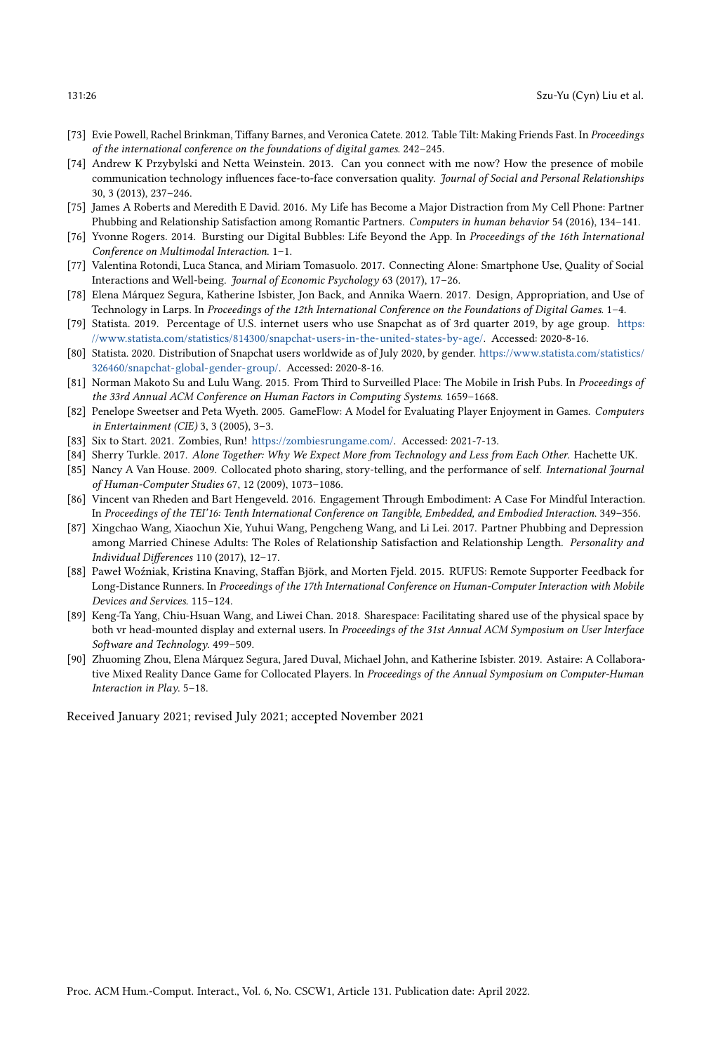[73] Evie Powell, Rachel Brinkman, Tiffany Barnes, and Veronica Catete. 2012. Table Tilt: Making Friends Fast. In *Proceedings of the international conference on the foundations of digital games*. 242–245.

[74] Andrew K Przybylski and Netta Weinstein. 2013. Can you connect with me now? How the presence of mobile communication technology influences face-to-face conversation quality. *Journal of Social and Personal Relationships* 30, 3 (2013), 237–246.

[75] James A Roberts and Meredith E David. 2016. My Life has Become a Major Distraction from My Cell Phone: Partner Phubbing and Relationship Satisfaction among Romantic Partners. *Computers in human behavior* 54 (2016), 134–141.

[76] Yvonne Rogers. 2014. Bursting our Digital Bubbles: Life Beyond the App. In *Proceedings of the 16th International Conference on Multimodal Interaction*. 1–1.

[77] Valentina Rotondi, Luca Stanca, and Miriam Tomasuolo. 2017. Connecting Alone: Smartphone Use, Quality of Social Interactions and Well-being. *Journal of Economic Psychology* 63 (2017), 17–26.

[78] Elena Márquez Segura, Katherine Isbister, Jon Back, and Annika Waern. 2017. Design, Appropriation, and Use of Technology in Larps. In *Proceedings of the 12th International Conference on the Foundations of Digital Games*. 1–4.

[79] Statista. 2019. Percentage of U.S. internet users who use Snapchat as of 3rd quarter 2019, by age group. https://www.statista.com/statistics/814300/snapchat-users-in-the-united-states-by-age/. Accessed: 2020-8-16.

[80] Statista. 2020. Distribution of Snapchat users worldwide as of July 2020, by gender. https://www.statista.com/statistics/326460/snapchat-global-gender-group/. Accessed: 2020-8-16.

[81] Norman Makoto Su and Lulu Wang. 2015. From Third to Surveilled Place: The Mobile in Irish Pubs. In *Proceedings of the 33rd Annual ACM Conference on Human Factors in Computing Systems*. 1659–1668.

[82] Penelope Sweetser and Peta Wyeth. 2005. GameFlow: A Model for Evaluating Player Enjoyment in Games. *Computers in Entertainment (CIE)* 3, 3 (2005), 3–3.

[83] Six to Start. 2021. Zombies, Run! https://zombiesrungame.com/. Accessed: 2021-7-13.

[84] Sherry Turkle. 2017. *Alone Together: Why We Expect More from Technology and Less from Each Other.* Hachette UK.

[85] Nancy A Van House. 2009. Collocated photo sharing, story-telling, and the performance of self. *International Journal of Human-Computer Studies* 67, 12 (2009), 1073–1086.

[86] Vincent van Rheden and Bart Hengeveld. 2016. Engagement Through Embodiment: A Case For Mindful Interaction. In *Proceedings of the TEI'16: Tenth International Conference on Tangible, Embedded, and Embodied Interaction*. 349–356.

[87] Xingchao Wang, Xiaochun Xie, Yuhui Wang, Pengcheng Wang, and Li Lei. 2017. Partner Phubbing and Depression among Married Chinese Adults: The Roles of Relationship Satisfaction and Relationship Length. *Personality and Individual Differences* 110 (2017), 12–17.

[88] Paweł Woźniak, Kristina Knaving, Staffan Björk, and Morten Fjeld. 2015. RUFUS: Remote Supporter Feedback for Long-Distance Runners. In *Proceedings of the 17th International Conference on Human-Computer Interaction with Mobile Devices and Services*. 115–124.

[89] Keng-Ta Yang, Chiu-Hsuan Wang, and Liwei Chan. 2018. Sharespace: Facilitating shared use of the physical space by both vr head-mounted display and external users. In *Proceedings of the 31st Annual ACM Symposium on User Interface Software and Technology*. 499–509.

[90] Zhuoming Zhou, Elena Márquez Segura, Jared Duval, Michael John, and Katherine Isbister. 2019. Astaire: A Collaborative Mixed Reality Dance Game for Collocated Players. In *Proceedings of the Annual Symposium on Computer-Human Interaction in Play*. 5–18.

Received January 2021; revised July 2021; accepted November 2021